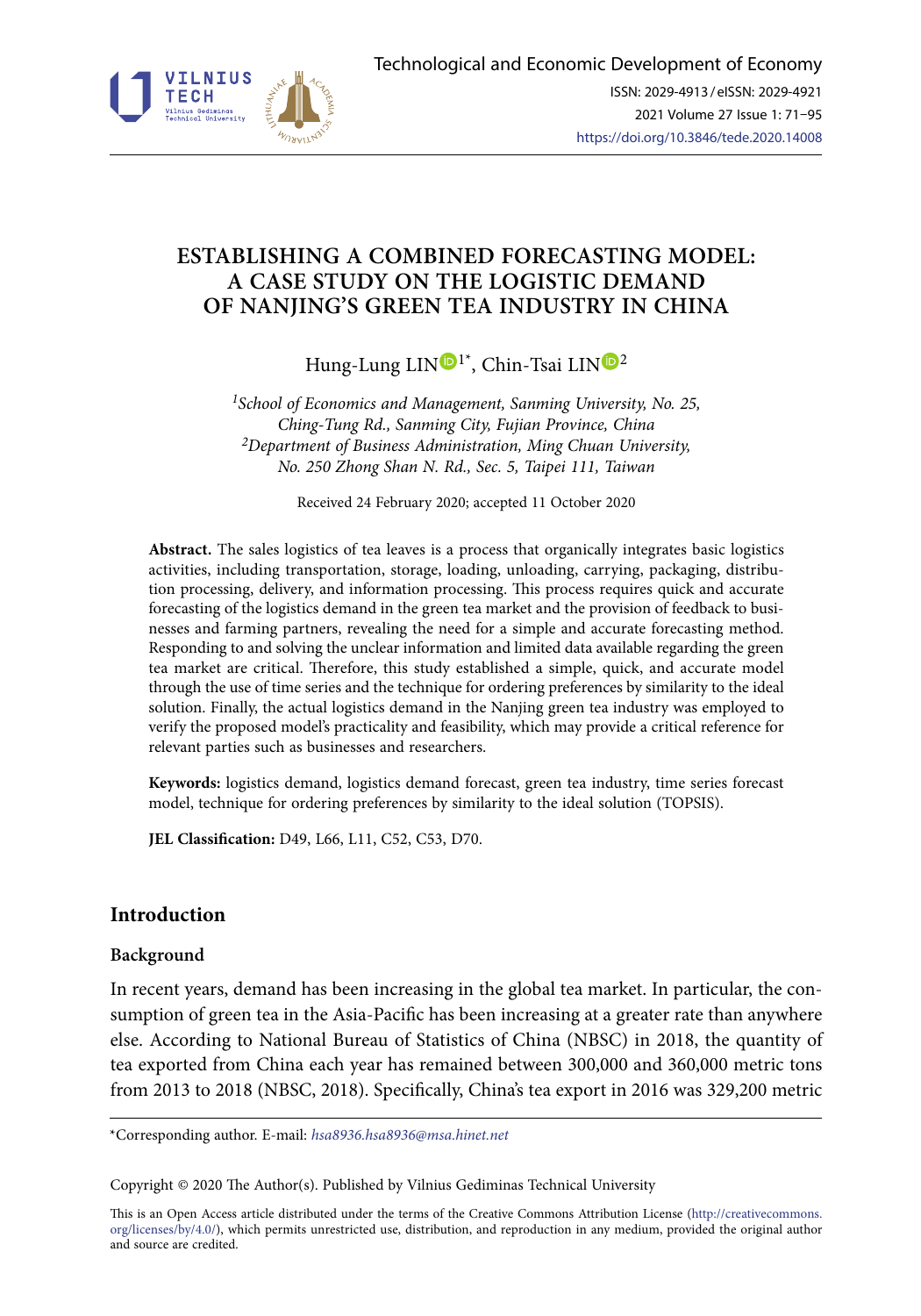# ESTABLISHING A COMBINED FORECASTING MODEL: A CASE STUDY ON THE LOGISTIC DEMAND OF NANJING'S GREEN TEA INDUSTRY IN CHINA

Hung-Lung LIN[1*], Chin-Tsai LIN[2]

[1]*School of Economics and Management, Sanming University, No. 25, Ching-Tung Rd., Sanming City, Fujian Province, China*
[2]*Department of Business Administration, Ming Chuan University, No. 250 Zhong Shan N. Rd., Sec. 5, Taipei 111, Taiwan*

Received 24 February 2020; accepted 11 October 2020

**Abstract.** The sales logistics of tea leaves is a process that organically integrates basic logistics activities, including transportation, storage, loading, unloading, carrying, packaging, distribution processing, delivery, and information processing. This process requires quick and accurate forecasting of the logistics demand in the green tea market and the provision of feedback to businesses and farming partners, revealing the need for a simple and accurate forecasting method. Responding to and solving the unclear information and limited data available regarding the green tea market are critical. Therefore, this study established a simple, quick, and accurate model through the use of time series and the technique for ordering preferences by similarity to the ideal solution. Finally, the actual logistics demand in the Nanjing green tea industry was employed to verify the proposed model's practicality and feasibility, which may provide a critical reference for relevant parties such as businesses and researchers.

**Keywords:** logistics demand, logistics demand forecast, green tea industry, time series forecast model, technique for ordering preferences by similarity to the ideal solution (TOPSIS).

**JEL Classification:** D49, L66, L11, C52, C53, D70.

## Introduction

### Background

In recent years, demand has been increasing in the global tea market. In particular, the consumption of green tea in the Asia-Pacific has been increasing at a greater rate than anywhere else. According to National Bureau of Statistics of China (NBSC) in 2018, the quantity of tea exported from China each year has remained between 300,000 and 360,000 metric tons from 2013 to 2018 (NBSC, 2018). Specifically, China's tea export in 2016 was 329,200 metric

*Corresponding author. E-mail: *hsa8936.hsa8936@msa.hinet.net*

Copyright © 2020 The Author(s). Published by Vilnius Gediminas Technical University

This is an Open Access article distributed under the terms of the Creative Commons Attribution License (http://creativecommons.org/licenses/by/4.0/), which permits unrestricted use, distribution, and reproduction in any medium, provided the original author and source are credited.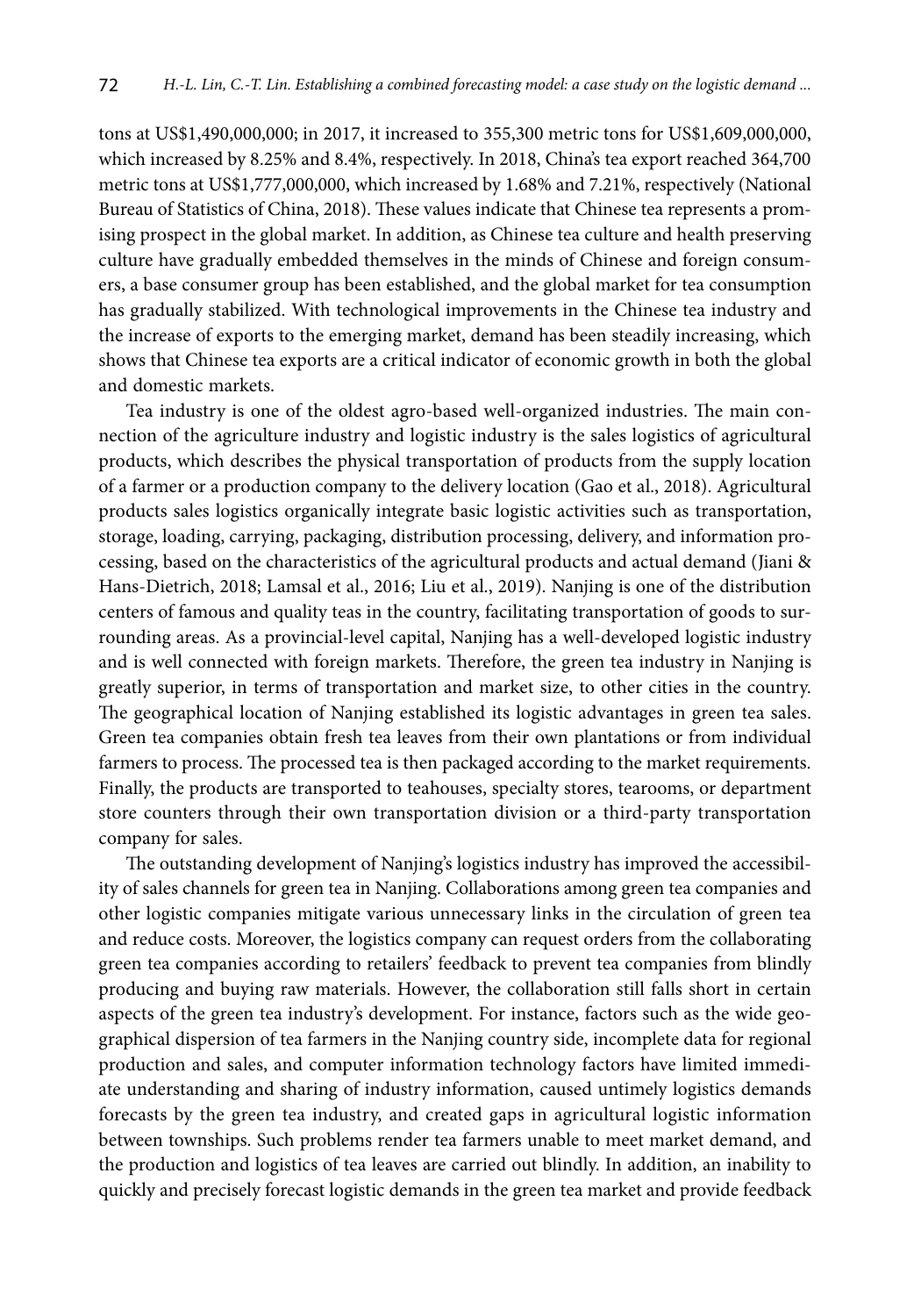tons at US$1,490,000,000; in 2017, it increased to 355,300 metric tons for US$1,609,000,000, which increased by 8.25% and 8.4%, respectively. In 2018, China's tea export reached 364,700 metric tons at US$1,777,000,000, which increased by 1.68% and 7.21%, respectively (National Bureau of Statistics of China, 2018). These values indicate that Chinese tea represents a promising prospect in the global market. In addition, as Chinese tea culture and health preserving culture have gradually embedded themselves in the minds of Chinese and foreign consumers, a base consumer group has been established, and the global market for tea consumption has gradually stabilized. With technological improvements in the Chinese tea industry and the increase of exports to the emerging market, demand has been steadily increasing, which shows that Chinese tea exports are a critical indicator of economic growth in both the global and domestic markets.

Tea industry is one of the oldest agro-based well-organized industries. The main connection of the agriculture industry and logistic industry is the sales logistics of agricultural products, which describes the physical transportation of products from the supply location of a farmer or a production company to the delivery location (Gao et al., 2018). Agricultural products sales logistics organically integrate basic logistic activities such as transportation, storage, loading, carrying, packaging, distribution processing, delivery, and information processing, based on the characteristics of the agricultural products and actual demand (Jiani & Hans-Dietrich, 2018; Lamsal et al., 2016; Liu et al., 2019). Nanjing is one of the distribution centers of famous and quality teas in the country, facilitating transportation of goods to surrounding areas. As a provincial-level capital, Nanjing has a well-developed logistic industry and is well connected with foreign markets. Therefore, the green tea industry in Nanjing is greatly superior, in terms of transportation and market size, to other cities in the country. The geographical location of Nanjing established its logistic advantages in green tea sales. Green tea companies obtain fresh tea leaves from their own plantations or from individual farmers to process. The processed tea is then packaged according to the market requirements. Finally, the products are transported to teahouses, specialty stores, tearooms, or department store counters through their own transportation division or a third-party transportation company for sales.

The outstanding development of Nanjing's logistics industry has improved the accessibility of sales channels for green tea in Nanjing. Collaborations among green tea companies and other logistic companies mitigate various unnecessary links in the circulation of green tea and reduce costs. Moreover, the logistics company can request orders from the collaborating green tea companies according to retailers' feedback to prevent tea companies from blindly producing and buying raw materials. However, the collaboration still falls short in certain aspects of the green tea industry's development. For instance, factors such as the wide geographical dispersion of tea farmers in the Nanjing country side, incomplete data for regional production and sales, and computer information technology factors have limited immediate understanding and sharing of industry information, caused untimely logistics demands forecasts by the green tea industry, and created gaps in agricultural logistic information between townships. Such problems render tea farmers unable to meet market demand, and the production and logistics of tea leaves are carried out blindly. In addition, an inability to quickly and precisely forecast logistic demands in the green tea market and provide feedback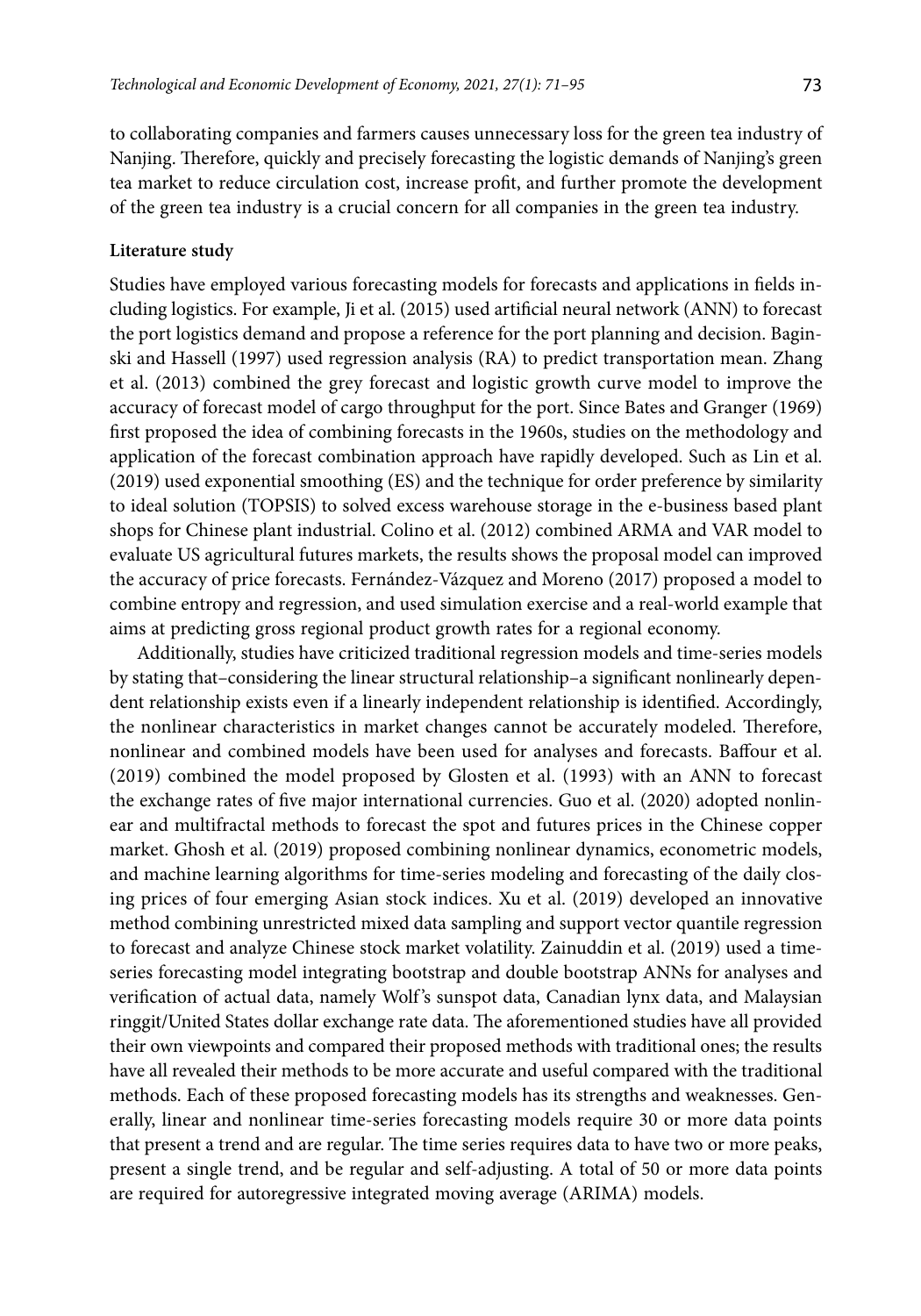to collaborating companies and farmers causes unnecessary loss for the green tea industry of Nanjing. Therefore, quickly and precisely forecasting the logistic demands of Nanjing's green tea market to reduce circulation cost, increase profit, and further promote the development of the green tea industry is a crucial concern for all companies in the green tea industry.

**Literature study**

Studies have employed various forecasting models for forecasts and applications in fields including logistics. For example, Ji et al. (2015) used artificial neural network (ANN) to forecast the port logistics demand and propose a reference for the port planning and decision. Baginski and Hassell (1997) used regression analysis (RA) to predict transportation mean. Zhang et al. (2013) combined the grey forecast and logistic growth curve model to improve the accuracy of forecast model of cargo throughput for the port. Since Bates and Granger (1969) first proposed the idea of combining forecasts in the 1960s, studies on the methodology and application of the forecast combination approach have rapidly developed. Such as Lin et al. (2019) used exponential smoothing (ES) and the technique for order preference by similarity to ideal solution (TOPSIS) to solved excess warehouse storage in the e-business based plant shops for Chinese plant industrial. Colino et al. (2012) combined ARMA and VAR model to evaluate US agricultural futures markets, the results shows the proposal model can improved the accuracy of price forecasts. Fernández-Vázquez and Moreno (2017) proposed a model to combine entropy and regression, and used simulation exercise and a real-world example that aims at predicting gross regional product growth rates for a regional economy.

Additionally, studies have criticized traditional regression models and time-series models by stating that–considering the linear structural relationship–a significant nonlinearly dependent relationship exists even if a linearly independent relationship is identified. Accordingly, the nonlinear characteristics in market changes cannot be accurately modeled. Therefore, nonlinear and combined models have been used for analyses and forecasts. Baffour et al. (2019) combined the model proposed by Glosten et al. (1993) with an ANN to forecast the exchange rates of five major international currencies. Guo et al. (2020) adopted nonlinear and multifractal methods to forecast the spot and futures prices in the Chinese copper market. Ghosh et al. (2019) proposed combining nonlinear dynamics, econometric models, and machine learning algorithms for time-series modeling and forecasting of the daily closing prices of four emerging Asian stock indices. Xu et al. (2019) developed an innovative method combining unrestricted mixed data sampling and support vector quantile regression to forecast and analyze Chinese stock market volatility. Zainuddin et al. (2019) used a time-series forecasting model integrating bootstrap and double bootstrap ANNs for analyses and verification of actual data, namely Wolf's sunspot data, Canadian lynx data, and Malaysian ringgit/United States dollar exchange rate data. The aforementioned studies have all provided their own viewpoints and compared their proposed methods with traditional ones; the results have all revealed their methods to be more accurate and useful compared with the traditional methods. Each of these proposed forecasting models has its strengths and weaknesses. Generally, linear and nonlinear time-series forecasting models require 30 or more data points that present a trend and are regular. The time series requires data to have two or more peaks, present a single trend, and be regular and self-adjusting. A total of 50 or more data points are required for autoregressive integrated moving average (ARIMA) models.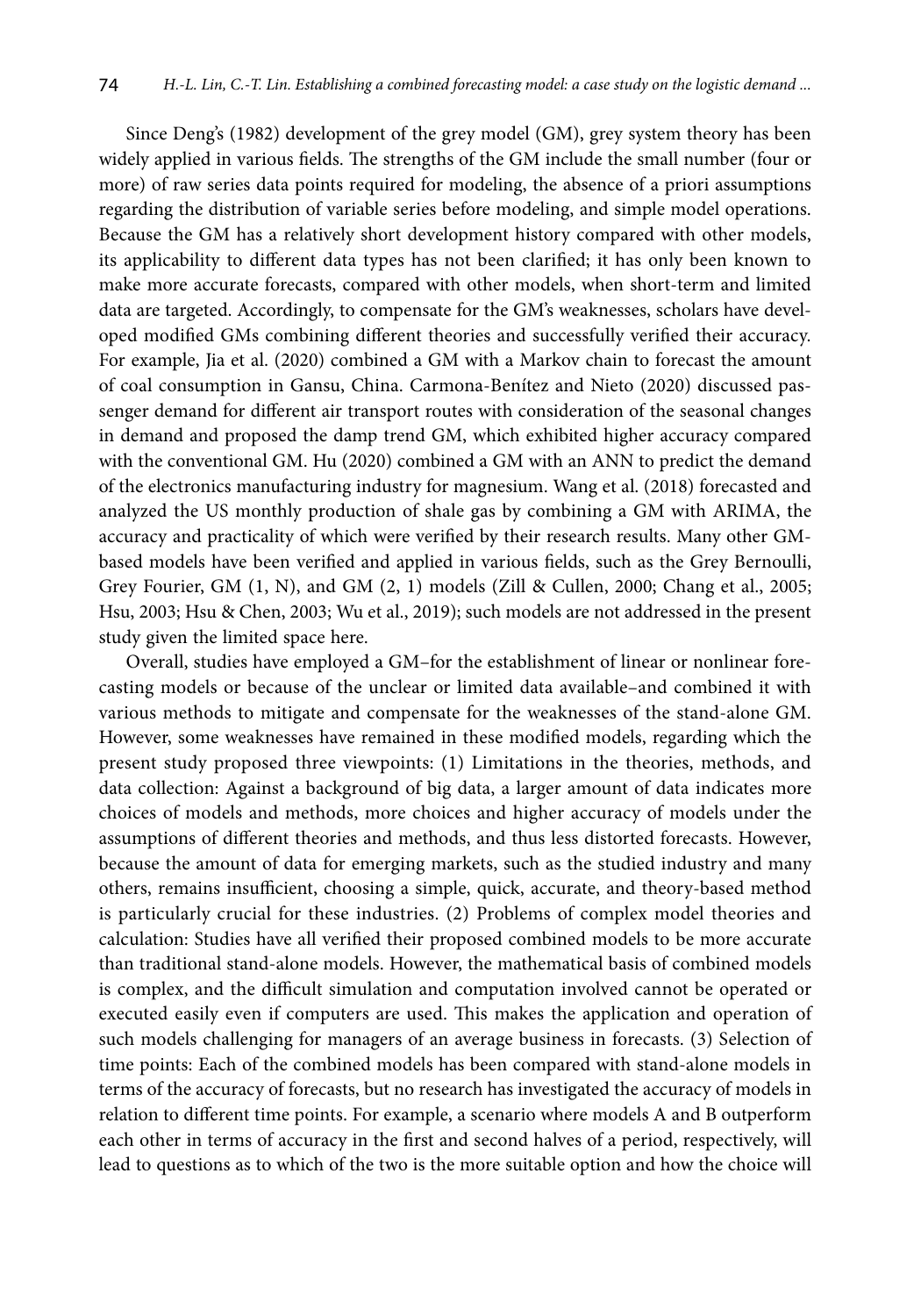Since Deng's (1982) development of the grey model (GM), grey system theory has been widely applied in various fields. The strengths of the GM include the small number (four or more) of raw series data points required for modeling, the absence of a priori assumptions regarding the distribution of variable series before modeling, and simple model operations. Because the GM has a relatively short development history compared with other models, its applicability to different data types has not been clarified; it has only been known to make more accurate forecasts, compared with other models, when short-term and limited data are targeted. Accordingly, to compensate for the GM's weaknesses, scholars have developed modified GMs combining different theories and successfully verified their accuracy. For example, Jia et al. (2020) combined a GM with a Markov chain to forecast the amount of coal consumption in Gansu, China. Carmona-Benítez and Nieto (2020) discussed passenger demand for different air transport routes with consideration of the seasonal changes in demand and proposed the damp trend GM, which exhibited higher accuracy compared with the conventional GM. Hu (2020) combined a GM with an ANN to predict the demand of the electronics manufacturing industry for magnesium. Wang et al. (2018) forecasted and analyzed the US monthly production of shale gas by combining a GM with ARIMA, the accuracy and practicality of which were verified by their research results. Many other GM-based models have been verified and applied in various fields, such as the Grey Bernoulli, Grey Fourier, GM (1, N), and GM (2, 1) models (Zill & Cullen, 2000; Chang et al., 2005; Hsu, 2003; Hsu & Chen, 2003; Wu et al., 2019); such models are not addressed in the present study given the limited space here.

Overall, studies have employed a GM–for the establishment of linear or nonlinear forecasting models or because of the unclear or limited data available–and combined it with various methods to mitigate and compensate for the weaknesses of the stand-alone GM. However, some weaknesses have remained in these modified models, regarding which the present study proposed three viewpoints: (1) Limitations in the theories, methods, and data collection: Against a background of big data, a larger amount of data indicates more choices of models and methods, more choices and higher accuracy of models under the assumptions of different theories and methods, and thus less distorted forecasts. However, because the amount of data for emerging markets, such as the studied industry and many others, remains insufficient, choosing a simple, quick, accurate, and theory-based method is particularly crucial for these industries. (2) Problems of complex model theories and calculation: Studies have all verified their proposed combined models to be more accurate than traditional stand-alone models. However, the mathematical basis of combined models is complex, and the difficult simulation and computation involved cannot be operated or executed easily even if computers are used. This makes the application and operation of such models challenging for managers of an average business in forecasts. (3) Selection of time points: Each of the combined models has been compared with stand-alone models in terms of the accuracy of forecasts, but no research has investigated the accuracy of models in relation to different time points. For example, a scenario where models A and B outperform each other in terms of accuracy in the first and second halves of a period, respectively, will lead to questions as to which of the two is the more suitable option and how the choice will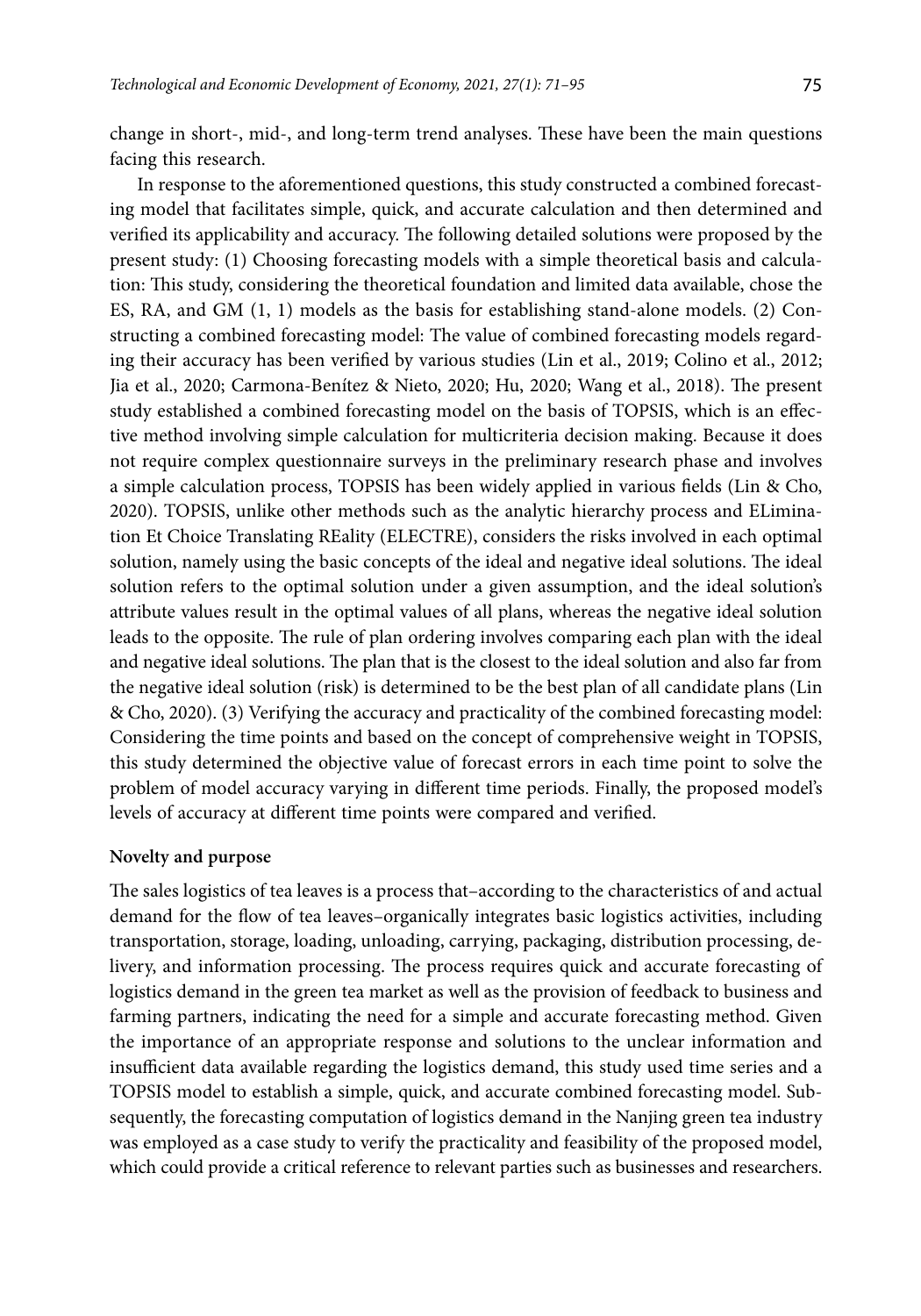change in short-, mid-, and long-term trend analyses. These have been the main questions facing this research.

In response to the aforementioned questions, this study constructed a combined forecasting model that facilitates simple, quick, and accurate calculation and then determined and verified its applicability and accuracy. The following detailed solutions were proposed by the present study: (1) Choosing forecasting models with a simple theoretical basis and calculation: This study, considering the theoretical foundation and limited data available, chose the ES, RA, and GM (1, 1) models as the basis for establishing stand-alone models. (2) Constructing a combined forecasting model: The value of combined forecasting models regarding their accuracy has been verified by various studies (Lin et al., 2019; Colino et al., 2012; Jia et al., 2020; Carmona-Benítez & Nieto, 2020; Hu, 2020; Wang et al., 2018). The present study established a combined forecasting model on the basis of TOPSIS, which is an effective method involving simple calculation for multicriteria decision making. Because it does not require complex questionnaire surveys in the preliminary research phase and involves a simple calculation process, TOPSIS has been widely applied in various fields (Lin & Cho, 2020). TOPSIS, unlike other methods such as the analytic hierarchy process and ELimination Et Choice Translating REality (ELECTRE), considers the risks involved in each optimal solution, namely using the basic concepts of the ideal and negative ideal solutions. The ideal solution refers to the optimal solution under a given assumption, and the ideal solution's attribute values result in the optimal values of all plans, whereas the negative ideal solution leads to the opposite. The rule of plan ordering involves comparing each plan with the ideal and negative ideal solutions. The plan that is the closest to the ideal solution and also far from the negative ideal solution (risk) is determined to be the best plan of all candidate plans (Lin & Cho, 2020). (3) Verifying the accuracy and practicality of the combined forecasting model: Considering the time points and based on the concept of comprehensive weight in TOPSIS, this study determined the objective value of forecast errors in each time point to solve the problem of model accuracy varying in different time periods. Finally, the proposed model's levels of accuracy at different time points were compared and verified.

**Novelty and purpose**

The sales logistics of tea leaves is a process that–according to the characteristics of and actual demand for the flow of tea leaves–organically integrates basic logistics activities, including transportation, storage, loading, unloading, carrying, packaging, distribution processing, delivery, and information processing. The process requires quick and accurate forecasting of logistics demand in the green tea market as well as the provision of feedback to business and farming partners, indicating the need for a simple and accurate forecasting method. Given the importance of an appropriate response and solutions to the unclear information and insufficient data available regarding the logistics demand, this study used time series and a TOPSIS model to establish a simple, quick, and accurate combined forecasting model. Subsequently, the forecasting computation of logistics demand in the Nanjing green tea industry was employed as a case study to verify the practicality and feasibility of the proposed model, which could provide a critical reference to relevant parties such as businesses and researchers.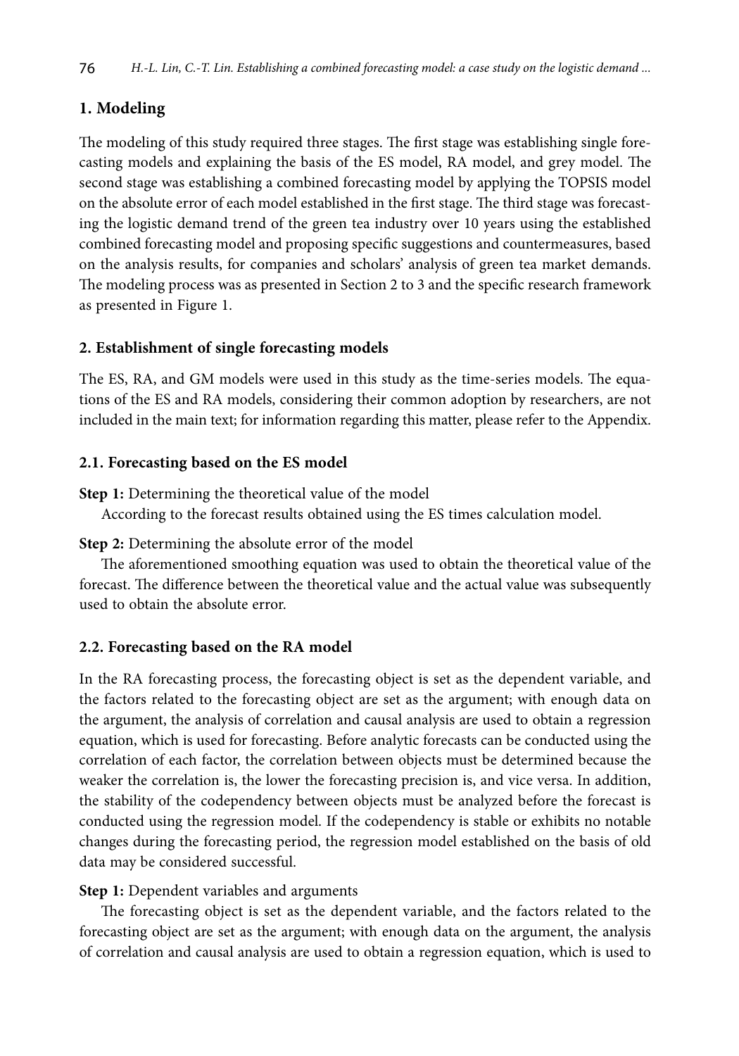## 1. Modeling

The modeling of this study required three stages. The first stage was establishing single forecasting models and explaining the basis of the ES model, RA model, and grey model. The second stage was establishing a combined forecasting model by applying the TOPSIS model on the absolute error of each model established in the first stage. The third stage was forecasting the logistic demand trend of the green tea industry over 10 years using the established combined forecasting model and proposing specific suggestions and countermeasures, based on the analysis results, for companies and scholars' analysis of green tea market demands. The modeling process was as presented in Section 2 to 3 and the specific research framework as presented in Figure 1.

## 2. Establishment of single forecasting models

The ES, RA, and GM models were used in this study as the time-series models. The equations of the ES and RA models, considering their common adoption by researchers, are not included in the main text; for information regarding this matter, please refer to the Appendix.

### 2.1. Forecasting based on the ES model

**Step 1:** Determining the theoretical value of the model

According to the forecast results obtained using the ES times calculation model.

**Step 2:** Determining the absolute error of the model

The aforementioned smoothing equation was used to obtain the theoretical value of the forecast. The difference between the theoretical value and the actual value was subsequently used to obtain the absolute error.

### 2.2. Forecasting based on the RA model

In the RA forecasting process, the forecasting object is set as the dependent variable, and the factors related to the forecasting object are set as the argument; with enough data on the argument, the analysis of correlation and causal analysis are used to obtain a regression equation, which is used for forecasting. Before analytic forecasts can be conducted using the correlation of each factor, the correlation between objects must be determined because the weaker the correlation is, the lower the forecasting precision is, and vice versa. In addition, the stability of the codependency between objects must be analyzed before the forecast is conducted using the regression model. If the codependency is stable or exhibits no notable changes during the forecasting period, the regression model established on the basis of old data may be considered successful.

**Step 1:** Dependent variables and arguments

The forecasting object is set as the dependent variable, and the factors related to the forecasting object are set as the argument; with enough data on the argument, the analysis of correlation and causal analysis are used to obtain a regression equation, which is used to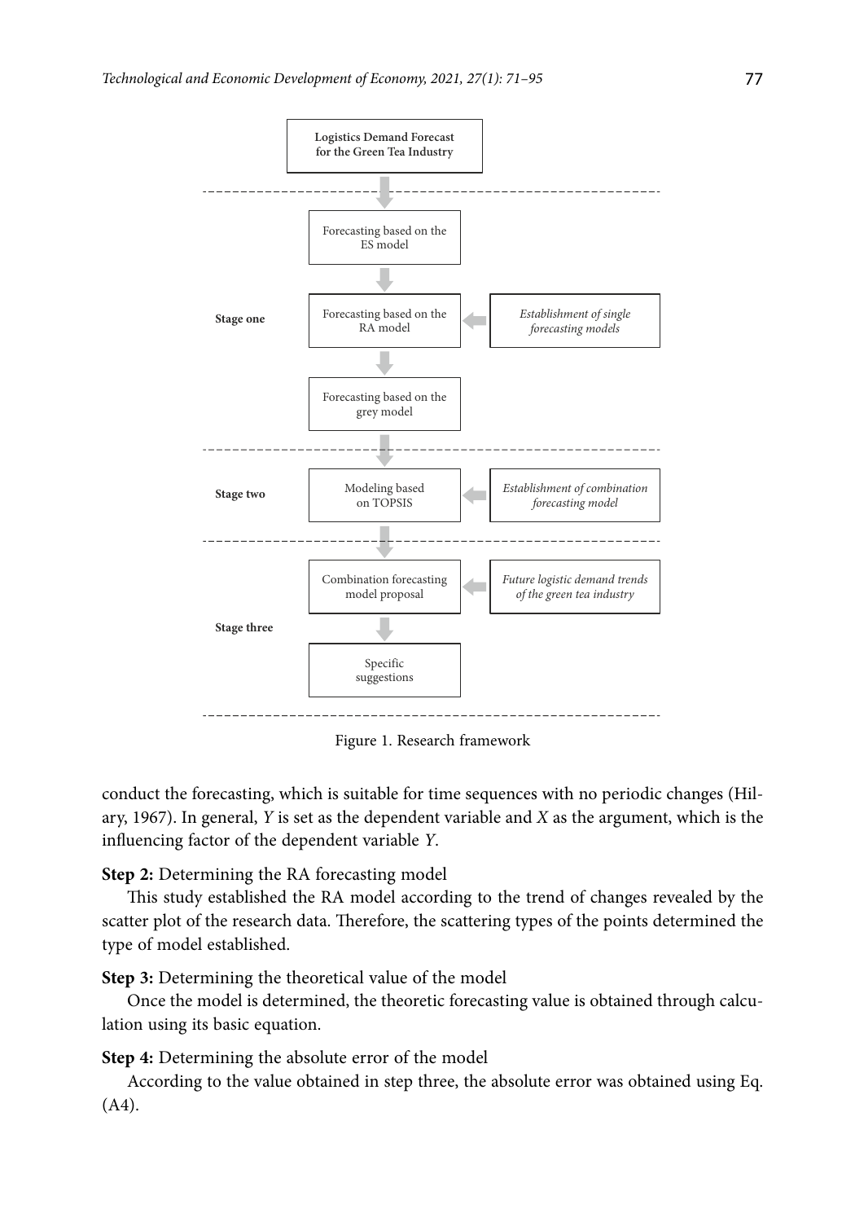Logistics Demand Forecast for the Green Tea Industry

Stage one: Forecasting based on the ES model → Forecasting based on the RA model → Forecasting based on the grey model (*Establishment of single forecasting models*)

Stage two: Modeling based on TOPSIS (*Establishment of combination forecasting model*)

Stage three: Combination forecasting model proposal (*Future logistic demand trends of the green tea industry*) → Specific suggestions

Figure 1. Research framework

conduct the forecasting, which is suitable for time sequences with no periodic changes (Hilary, 1967). In general, $Y$ is set as the dependent variable and $X$ as the argument, which is the influencing factor of the dependent variable $Y$.

**Step 2:** Determining the RA forecasting model

This study established the RA model according to the trend of changes revealed by the scatter plot of the research data. Therefore, the scattering types of the points determined the type of model established.

**Step 3:** Determining the theoretical value of the model

Once the model is determined, the theoretic forecasting value is obtained through calculation using its basic equation.

**Step 4:** Determining the absolute error of the model

According to the value obtained in step three, the absolute error was obtained using Eq. (A4).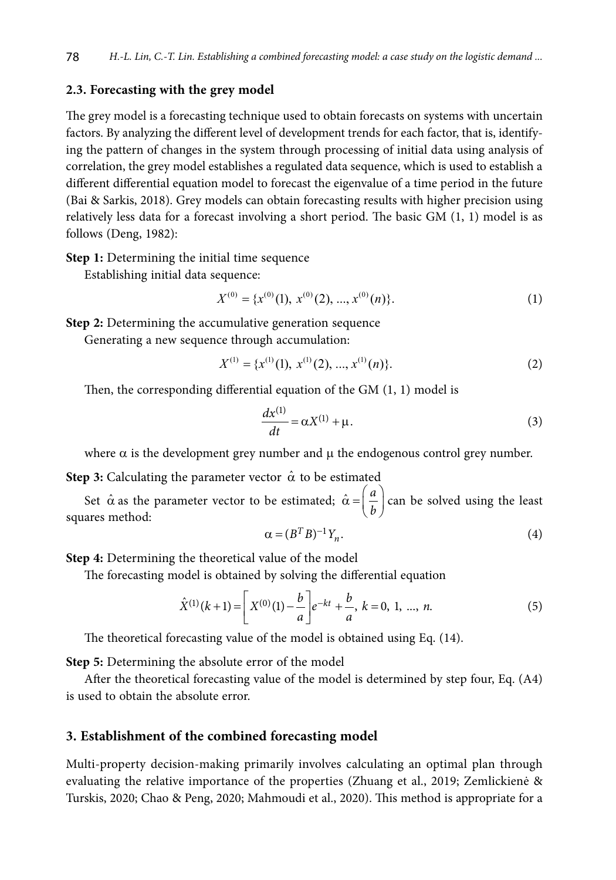### 2.3. Forecasting with the grey model

The grey model is a forecasting technique used to obtain forecasts on systems with uncertain factors. By analyzing the different level of development trends for each factor, that is, identifying the pattern of changes in the system through processing of initial data using analysis of correlation, the grey model establishes a regulated data sequence, which is used to establish a different differential equation model to forecast the eigenvalue of a time period in the future (Bai & Sarkis, 2018). Grey models can obtain forecasting results with higher precision using relatively less data for a forecast involving a short period. The basic GM (1, 1) model is as follows (Deng, 1982):

**Step 1:** Determining the initial time sequence

Establishing initial data sequence:

$$X^{(0)} = \{x^{(0)}(1),\ x^{(0)}(2),\ ...,\ x^{(0)}(n)\}. \tag{1}$$

**Step 2:** Determining the accumulative generation sequence

Generating a new sequence through accumulation:

$$X^{(1)} = \{x^{(1)}(1),\ x^{(1)}(2),\ ...,\ x^{(1)}(n)\}. \tag{2}$$

Then, the corresponding differential equation of the GM (1, 1) model is

$$\frac{dx^{(1)}}{dt} = \alpha X^{(1)} + \mu. \tag{3}$$

where $\alpha$ is the development grey number and $\mu$ the endogenous control grey number.

**Step 3:** Calculating the parameter vector $\hat{\alpha}$ to be estimated

Set $\hat{\alpha}$ as the parameter vector to be estimated; $\hat{\alpha} = \begin{pmatrix} a \\ b \end{pmatrix}$ can be solved using the least squares method:

$$\alpha = (B^T B)^{-1} Y_n. \tag{4}$$

**Step 4:** Determining the theoretical value of the model

The forecasting model is obtained by solving the differential equation

$$\hat{X}^{(1)}(k+1) = \left[ X^{(0)}(1) - \frac{b}{a} \right] e^{-kt} + \frac{b}{a},\ k = 0,\ 1,\ ...,\ n. \tag{5}$$

The theoretical forecasting value of the model is obtained using Eq. (14).

**Step 5:** Determining the absolute error of the model

After the theoretical forecasting value of the model is determined by step four, Eq. (A4) is used to obtain the absolute error.

## 3. Establishment of the combined forecasting model

Multi-property decision-making primarily involves calculating an optimal plan through evaluating the relative importance of the properties (Zhuang et al., 2019; Zemlickienė & Turskis, 2020; Chao & Peng, 2020; Mahmoudi et al., 2020). This method is appropriate for a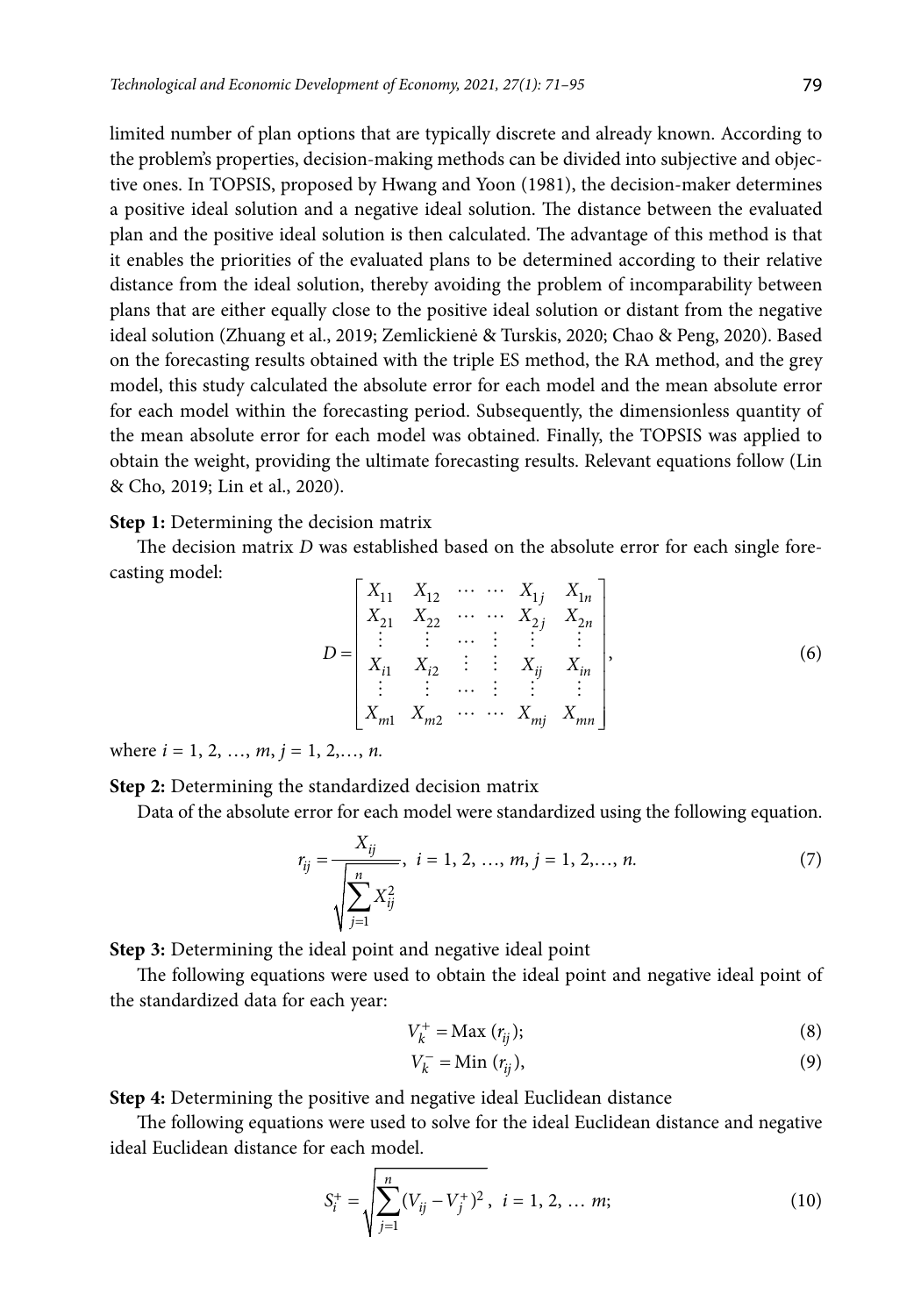limited number of plan options that are typically discrete and already known. According to the problem's properties, decision-making methods can be divided into subjective and objective ones. In TOPSIS, proposed by Hwang and Yoon (1981), the decision-maker determines a positive ideal solution and a negative ideal solution. The distance between the evaluated plan and the positive ideal solution is then calculated. The advantage of this method is that it enables the priorities of the evaluated plans to be determined according to their relative distance from the ideal solution, thereby avoiding the problem of incomparability between plans that are either equally close to the positive ideal solution or distant from the negative ideal solution (Zhuang et al., 2019; Zemlickienė & Turskis, 2020; Chao & Peng, 2020). Based on the forecasting results obtained with the triple ES method, the RA method, and the grey model, this study calculated the absolute error for each model and the mean absolute error for each model within the forecasting period. Subsequently, the dimensionless quantity of the mean absolute error for each model was obtained. Finally, the TOPSIS was applied to obtain the weight, providing the ultimate forecasting results. Relevant equations follow (Lin & Cho, 2019; Lin et al., 2020).

**Step 1:** Determining the decision matrix

The decision matrix $D$ was established based on the absolute error for each single forecasting model:

$$D = \begin{bmatrix} X_{11} & X_{12} & \cdots & \cdots & X_{1j} & X_{1n} \\ X_{21} & X_{22} & \cdots & \cdots & X_{2j} & X_{2n} \\ \vdots & \vdots & \cdots & \vdots & \vdots & \vdots \\ X_{i1} & X_{i2} & \vdots & \vdots & X_{ij} & X_{in} \\ \vdots & \vdots & \cdots & \vdots & \vdots & \vdots \\ X_{m1} & X_{m2} & \cdots & \cdots & X_{mj} & X_{mn} \end{bmatrix}, \tag{6}$$

where $i = 1, 2, \ldots, m$, $j = 1, 2, \ldots, n$.

**Step 2:** Determining the standardized decision matrix

Data of the absolute error for each model were standardized using the following equation.

$$r_{ij} = \frac{X_{ij}}{\sqrt{\sum_{j=1}^{n} X_{ij}^2}}, \; i = 1, 2, \ldots, m, j = 1, 2, \ldots, n. \tag{7}$$

**Step 3:** Determining the ideal point and negative ideal point

The following equations were used to obtain the ideal point and negative ideal point of the standardized data for each year:

$$V_k^+ = \text{Max}\,(r_{ij}); \tag{8}$$

$$V_k^- = \text{Min}\,(r_{ij}), \tag{9}$$

**Step 4:** Determining the positive and negative ideal Euclidean distance

The following equations were used to solve for the ideal Euclidean distance and negative ideal Euclidean distance for each model.

$$S_i^+ = \sqrt{\sum_{j=1}^{n} (V_{ij} - V_j^+)^2}, \; i = 1, 2, \ldots m; \tag{10}$$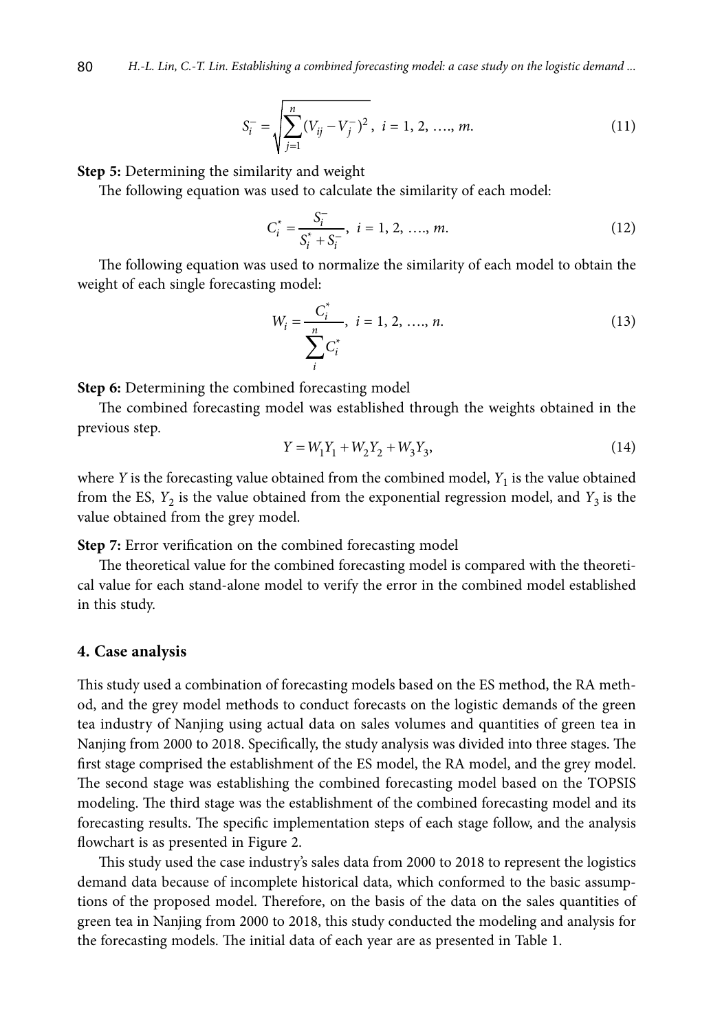$$S_i^- = \sqrt{\sum_{j=1}^{n}(V_{ij} - V_j^-)^2}, \; i = 1, 2, ...., m. \tag{11}$$

**Step 5:** Determining the similarity and weight

The following equation was used to calculate the similarity of each model:

$$C_i^* = \frac{S_i^-}{S_i^* + S_i^-}, \; i = 1, 2, ...., m. \tag{12}$$

The following equation was used to normalize the similarity of each model to obtain the weight of each single forecasting model:

$$W_i = \frac{C_i^*}{\sum_i^n C_i^*}, \; i = 1, 2, ...., n. \tag{13}$$

**Step 6:** Determining the combined forecasting model

The combined forecasting model was established through the weights obtained in the previous step.

$$Y = W_1 Y_1 + W_2 Y_2 + W_3 Y_3, \tag{14}$$

where $Y$ is the forecasting value obtained from the combined model, $Y_1$ is the value obtained from the ES, $Y_2$ is the value obtained from the exponential regression model, and $Y_3$ is the value obtained from the grey model.

**Step 7:** Error verification on the combined forecasting model

The theoretical value for the combined forecasting model is compared with the theoretical value for each stand-alone model to verify the error in the combined model established in this study.

## 4. Case analysis

This study used a combination of forecasting models based on the ES method, the RA method, and the grey model methods to conduct forecasts on the logistic demands of the green tea industry of Nanjing using actual data on sales volumes and quantities of green tea in Nanjing from 2000 to 2018. Specifically, the study analysis was divided into three stages. The first stage comprised the establishment of the ES model, the RA model, and the grey model. The second stage was establishing the combined forecasting model based on the TOPSIS modeling. The third stage was the establishment of the combined forecasting model and its forecasting results. The specific implementation steps of each stage follow, and the analysis flowchart is as presented in Figure 2.

This study used the case industry's sales data from 2000 to 2018 to represent the logistics demand data because of incomplete historical data, which conformed to the basic assumptions of the proposed model. Therefore, on the basis of the data on the sales quantities of green tea in Nanjing from 2000 to 2018, this study conducted the modeling and analysis for the forecasting models. The initial data of each year are as presented in Table 1.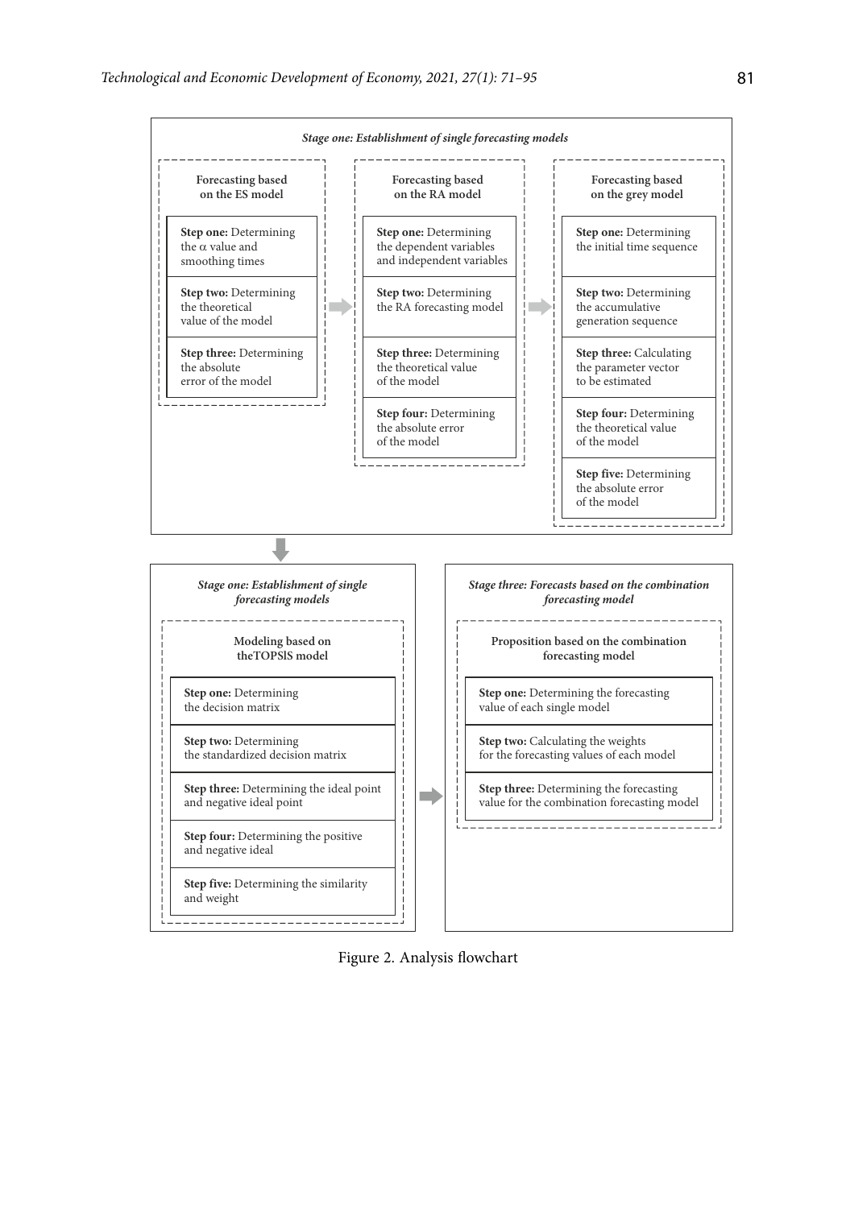*Stage one: Establishment of single forecasting models*

**Forecasting based on the ES model**

- **Step one:** Determining the α value and smoothing times
- **Step two:** Determining the theoretical value of the model
- **Step three:** Determining the absolute error of the model

**Forecasting based on the RA model**

- **Step one:** Determining the dependent variables and independent variables
- **Step two:** Determining the RA forecasting model
- **Step three:** Determining the theoretical value of the model
- **Step four:** Determining the absolute error of the model

**Forecasting based on the grey model**

- **Step one:** Determining the initial time sequence
- **Step two:** Determining the accumulative generation sequence
- **Step three:** Calculating the parameter vector to be estimated
- **Step four:** Determining the theoretical value of the model
- **Step five:** Determining the absolute error of the model

*Stage one: Establishment of single forecasting models*

**Modeling based on theTOPSIS model**

- **Step one:** Determining the decision matrix
- **Step two:** Determining the standardized decision matrix
- **Step three:** Determining the ideal point and negative ideal point
- **Step four:** Determining the positive and negative ideal
- **Step five:** Determining the similarity and weight

*Stage three: Forecasts based on the combination forecasting model*

**Proposition based on the combination forecasting model**

- **Step one:** Determining the forecasting value of each single model
- **Step two:** Calculating the weights for the forecasting values of each model
- **Step three:** Determining the forecasting value for the combination forecasting model

Figure 2. Analysis flowchart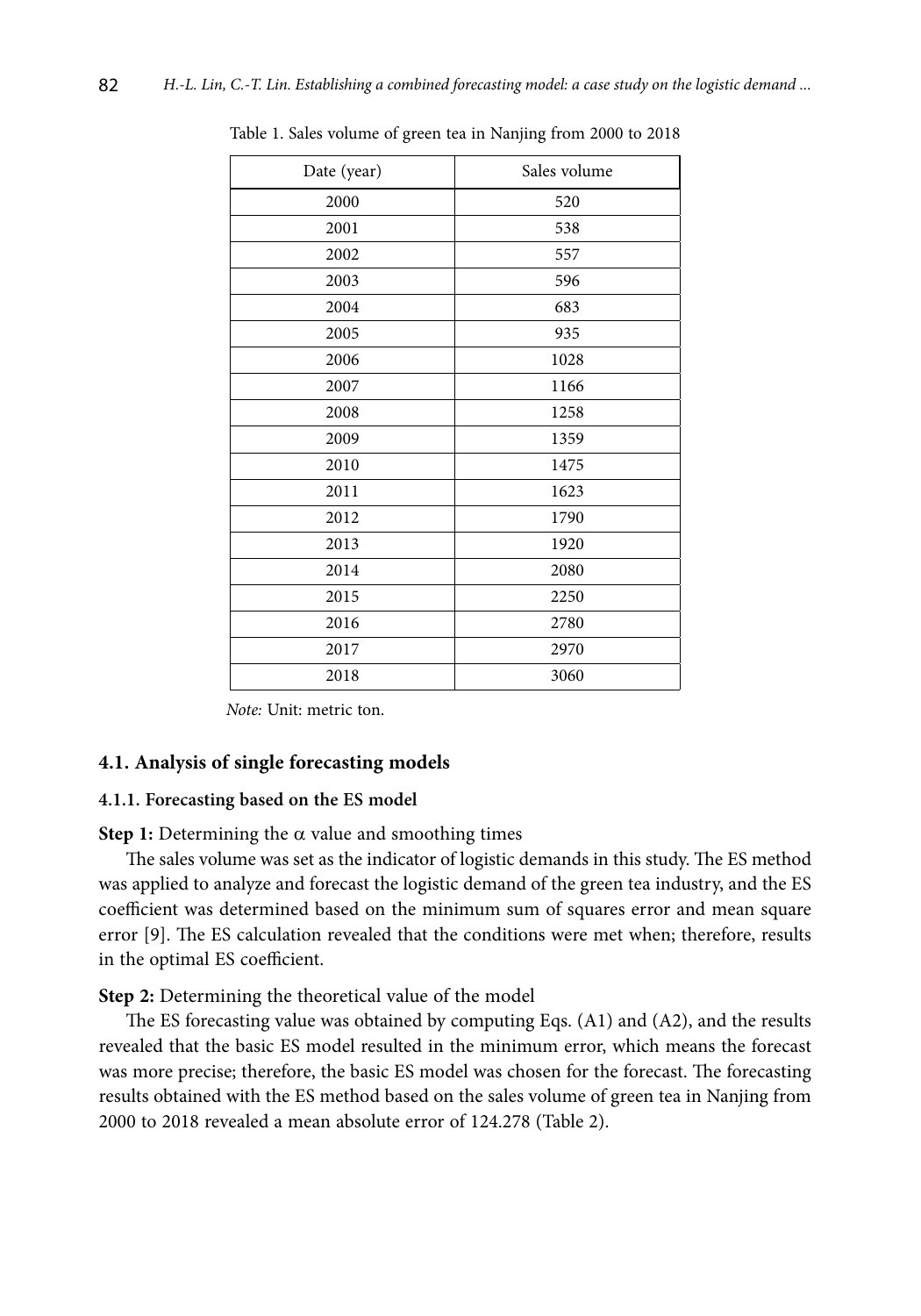Table 1. Sales volume of green tea in Nanjing from 2000 to 2018

| Date (year) | Sales volume |
|---|---|
| 2000 | 520 |
| 2001 | 538 |
| 2002 | 557 |
| 2003 | 596 |
| 2004 | 683 |
| 2005 | 935 |
| 2006 | 1028 |
| 2007 | 1166 |
| 2008 | 1258 |
| 2009 | 1359 |
| 2010 | 1475 |
| 2011 | 1623 |
| 2012 | 1790 |
| 2013 | 1920 |
| 2014 | 2080 |
| 2015 | 2250 |
| 2016 | 2780 |
| 2017 | 2970 |
| 2018 | 3060 |

*Note:* Unit: metric ton.

### 4.1. Analysis of single forecasting models

#### 4.1.1. Forecasting based on the ES model

**Step 1:** Determining the $\alpha$ value and smoothing times

The sales volume was set as the indicator of logistic demands in this study. The ES method was applied to analyze and forecast the logistic demand of the green tea industry, and the ES coefficient was determined based on the minimum sum of squares error and mean square error [9]. The ES calculation revealed that the conditions were met when; therefore, results in the optimal ES coefficient.

**Step 2:** Determining the theoretical value of the model

The ES forecasting value was obtained by computing Eqs. (A1) and (A2), and the results revealed that the basic ES model resulted in the minimum error, which means the forecast was more precise; therefore, the basic ES model was chosen for the forecast. The forecasting results obtained with the ES method based on the sales volume of green tea in Nanjing from 2000 to 2018 revealed a mean absolute error of 124.278 (Table 2).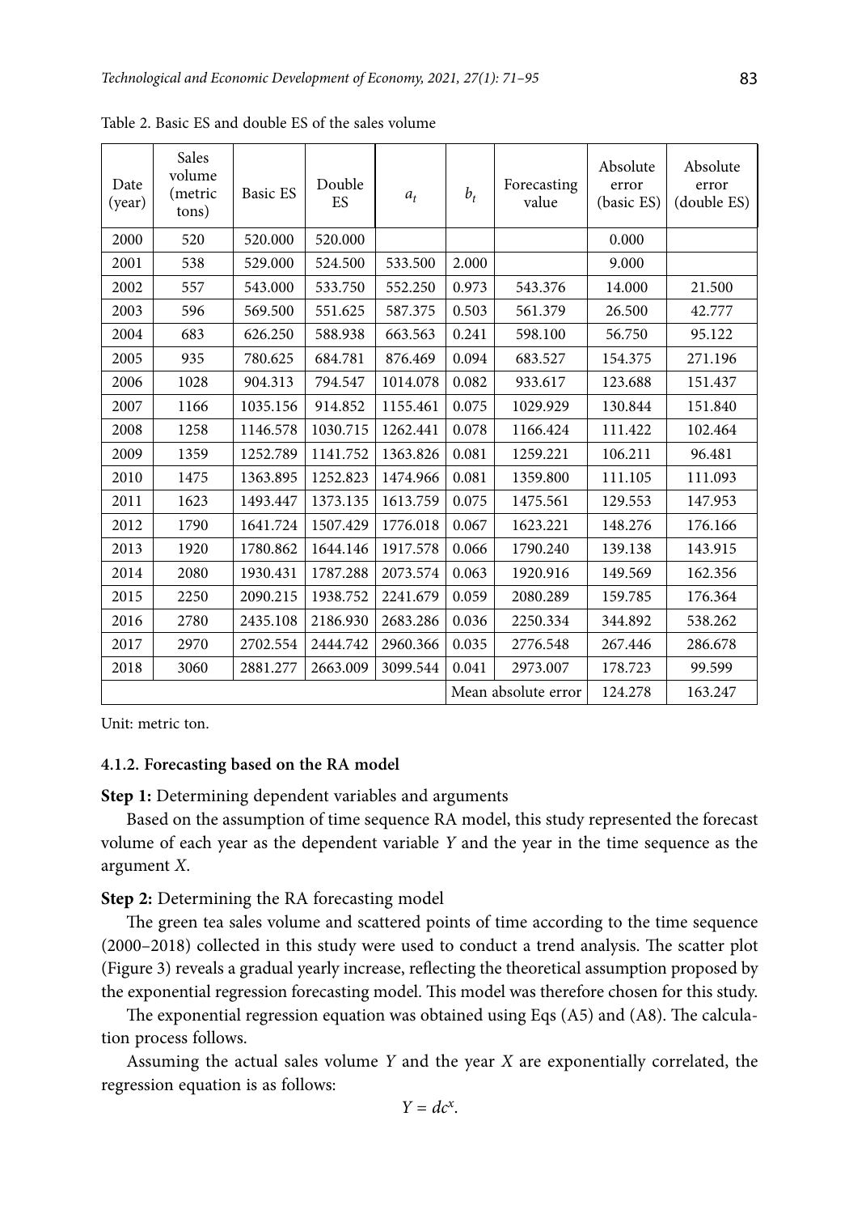Table 2. Basic ES and double ES of the sales volume

| Date (year) | Sales volume (metric tons) | Basic ES | Double ES | $a_t$ | $b_t$ | Forecasting value | Absolute error (basic ES) | Absolute error (double ES) |
|---|---|---|---|---|---|---|---|---|
| 2000 | 520 | 520.000 | 520.000 | | | | 0.000 | |
| 2001 | 538 | 529.000 | 524.500 | 533.500 | 2.000 | | 9.000 | |
| 2002 | 557 | 543.000 | 533.750 | 552.250 | 0.973 | 543.376 | 14.000 | 21.500 |
| 2003 | 596 | 569.500 | 551.625 | 587.375 | 0.503 | 561.379 | 26.500 | 42.777 |
| 2004 | 683 | 626.250 | 588.938 | 663.563 | 0.241 | 598.100 | 56.750 | 95.122 |
| 2005 | 935 | 780.625 | 684.781 | 876.469 | 0.094 | 683.527 | 154.375 | 271.196 |
| 2006 | 1028 | 904.313 | 794.547 | 1014.078 | 0.082 | 933.617 | 123.688 | 151.437 |
| 2007 | 1166 | 1035.156 | 914.852 | 1155.461 | 0.075 | 1029.929 | 130.844 | 151.840 |
| 2008 | 1258 | 1146.578 | 1030.715 | 1262.441 | 0.078 | 1166.424 | 111.422 | 102.464 |
| 2009 | 1359 | 1252.789 | 1141.752 | 1363.826 | 0.081 | 1259.221 | 106.211 | 96.481 |
| 2010 | 1475 | 1363.895 | 1252.823 | 1474.966 | 0.081 | 1359.800 | 111.105 | 111.093 |
| 2011 | 1623 | 1493.447 | 1373.135 | 1613.759 | 0.075 | 1475.561 | 129.553 | 147.953 |
| 2012 | 1790 | 1641.724 | 1507.429 | 1776.018 | 0.067 | 1623.221 | 148.276 | 176.166 |
| 2013 | 1920 | 1780.862 | 1644.146 | 1917.578 | 0.066 | 1790.240 | 139.138 | 143.915 |
| 2014 | 2080 | 1930.431 | 1787.288 | 2073.574 | 0.063 | 1920.916 | 149.569 | 162.356 |
| 2015 | 2250 | 2090.215 | 1938.752 | 2241.679 | 0.059 | 2080.289 | 159.785 | 176.364 |
| 2016 | 2780 | 2435.108 | 2186.930 | 2683.286 | 0.036 | 2250.334 | 344.892 | 538.262 |
| 2017 | 2970 | 2702.554 | 2444.742 | 2960.366 | 0.035 | 2776.548 | 267.446 | 286.678 |
| 2018 | 3060 | 2881.277 | 2663.009 | 3099.544 | 0.041 | 2973.007 | 178.723 | 99.599 |
| | | | | | Mean absolute error | | 124.278 | 163.247 |

Unit: metric ton.

#### 4.1.2. Forecasting based on the RA model

**Step 1:** Determining dependent variables and arguments

Based on the assumption of time sequence RA model, this study represented the forecast volume of each year as the dependent variable $Y$ and the year in the time sequence as the argument $X$.

**Step 2:** Determining the RA forecasting model

The green tea sales volume and scattered points of time according to the time sequence (2000–2018) collected in this study were used to conduct a trend analysis. The scatter plot (Figure 3) reveals a gradual yearly increase, reflecting the theoretical assumption proposed by the exponential regression forecasting model. This model was therefore chosen for this study.

The exponential regression equation was obtained using Eqs (A5) and (A8). The calculation process follows.

Assuming the actual sales volume $Y$ and the year $X$ are exponentially correlated, the regression equation is as follows:

$$Y = dc^{x}.$$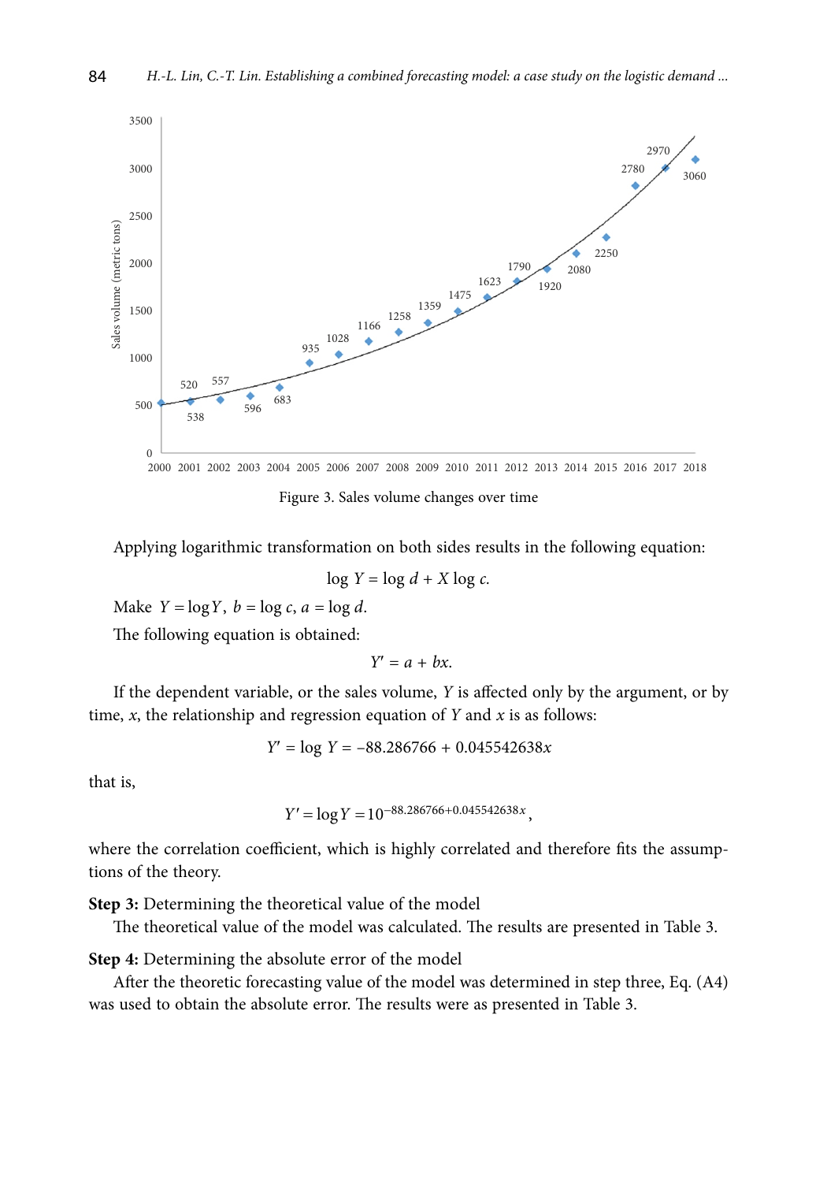Figure 3. Sales volume changes over time

Applying logarithmic transformation on both sides results in the following equation:

$$\log Y = \log d + X \log c.$$

Make $Y = \log Y$, $b = \log c$, $a = \log d$.

The following equation is obtained:

$$Y' = a + bx.$$

If the dependent variable, or the sales volume, $Y$ is affected only by the argument, or by time, $x$, the relationship and regression equation of $Y$ and $x$ is as follows:

$$Y' = \log Y = -88.286766 + 0.045542638x$$

that is,

$$Y' = \log Y = 10^{-88.286766+0.045542638x},$$

where the correlation coefficient, which is highly correlated and therefore fits the assumptions of the theory.

**Step 3:** Determining the theoretical value of the model

The theoretical value of the model was calculated. The results are presented in Table 3.

**Step 4:** Determining the absolute error of the model

After the theoretic forecasting value of the model was determined in step three, Eq. (A4) was used to obtain the absolute error. The results were as presented in Table 3.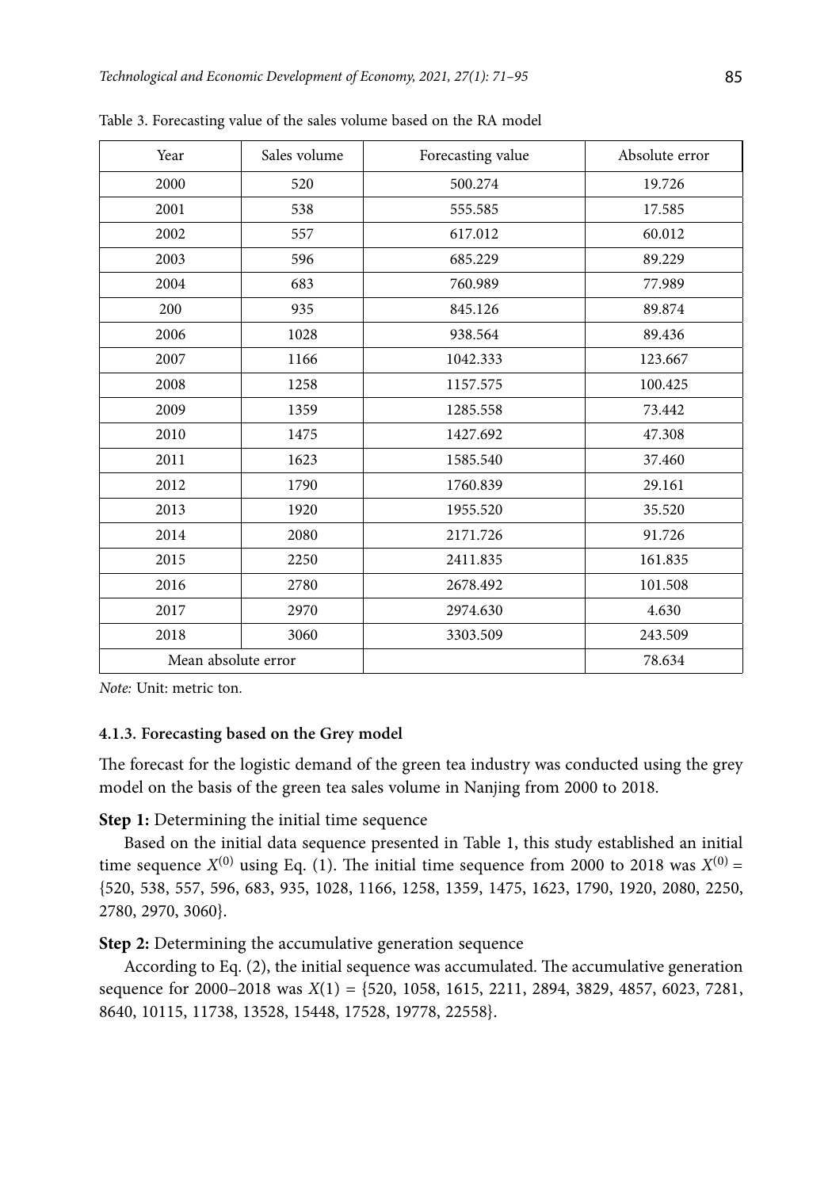Table 3. Forecasting value of the sales volume based on the RA model

| Year | Sales volume | Forecasting value | Absolute error |
|---|---|---|---|
| 2000 | 520 | 500.274 | 19.726 |
| 2001 | 538 | 555.585 | 17.585 |
| 2002 | 557 | 617.012 | 60.012 |
| 2003 | 596 | 685.229 | 89.229 |
| 2004 | 683 | 760.989 | 77.989 |
| 200 | 935 | 845.126 | 89.874 |
| 2006 | 1028 | 938.564 | 89.436 |
| 2007 | 1166 | 1042.333 | 123.667 |
| 2008 | 1258 | 1157.575 | 100.425 |
| 2009 | 1359 | 1285.558 | 73.442 |
| 2010 | 1475 | 1427.692 | 47.308 |
| 2011 | 1623 | 1585.540 | 37.460 |
| 2012 | 1790 | 1760.839 | 29.161 |
| 2013 | 1920 | 1955.520 | 35.520 |
| 2014 | 2080 | 2171.726 | 91.726 |
| 2015 | 2250 | 2411.835 | 161.835 |
| 2016 | 2780 | 2678.492 | 101.508 |
| 2017 | 2970 | 2974.630 | 4.630 |
| 2018 | 3060 | 3303.509 | 243.509 |
| Mean absolute error | | | 78.634 |

*Note:* Unit: metric ton.

#### 4.1.3. Forecasting based on the Grey model

The forecast for the logistic demand of the green tea industry was conducted using the grey model on the basis of the green tea sales volume in Nanjing from 2000 to 2018.

**Step 1:** Determining the initial time sequence

Based on the initial data sequence presented in Table 1, this study established an initial time sequence $X^{(0)}$ using Eq. (1). The initial time sequence from 2000 to 2018 was $X^{(0)}$ = {520, 538, 557, 596, 683, 935, 1028, 1166, 1258, 1359, 1475, 1623, 1790, 1920, 2080, 2250, 2780, 2970, 3060}.

**Step 2:** Determining the accumulative generation sequence

According to Eq. (2), the initial sequence was accumulated. The accumulative generation sequence for 2000–2018 was $X(1)$ = {520, 1058, 1615, 2211, 2894, 3829, 4857, 6023, 7281, 8640, 10115, 11738, 13528, 15448, 17528, 19778, 22558}.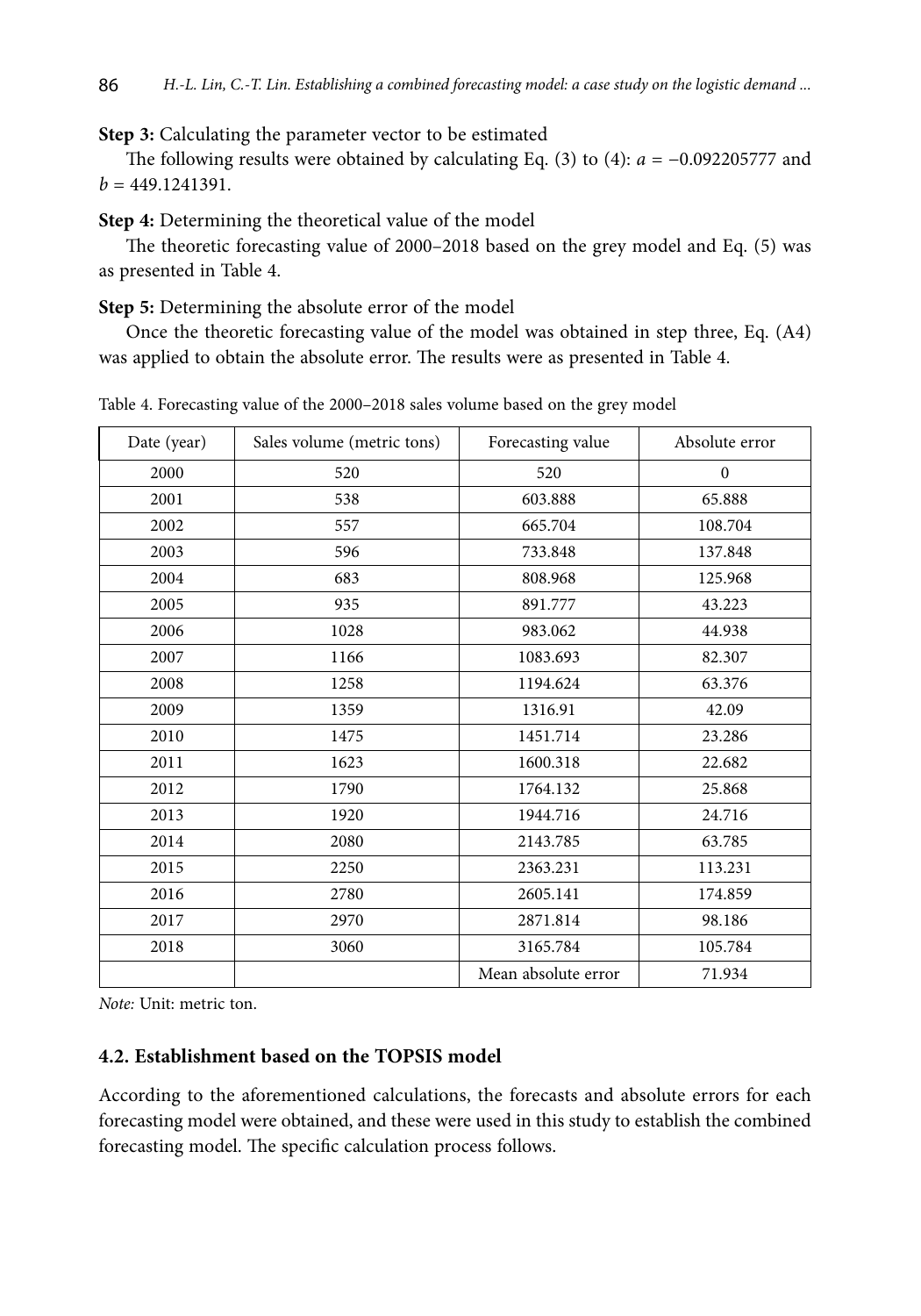**Step 3:** Calculating the parameter vector to be estimated

The following results were obtained by calculating Eq. (3) to (4): $a = -0.092205777$ and $b = 449.1241391$.

**Step 4:** Determining the theoretical value of the model

The theoretic forecasting value of 2000–2018 based on the grey model and Eq. (5) was as presented in Table 4.

**Step 5:** Determining the absolute error of the model

Once the theoretic forecasting value of the model was obtained in step three, Eq. (A4) was applied to obtain the absolute error. The results were as presented in Table 4.

Table 4. Forecasting value of the 2000–2018 sales volume based on the grey model

| Date (year) | Sales volume (metric tons) | Forecasting value | Absolute error |
|---|---|---|---|
| 2000 | 520 | 520 | 0 |
| 2001 | 538 | 603.888 | 65.888 |
| 2002 | 557 | 665.704 | 108.704 |
| 2003 | 596 | 733.848 | 137.848 |
| 2004 | 683 | 808.968 | 125.968 |
| 2005 | 935 | 891.777 | 43.223 |
| 2006 | 1028 | 983.062 | 44.938 |
| 2007 | 1166 | 1083.693 | 82.307 |
| 2008 | 1258 | 1194.624 | 63.376 |
| 2009 | 1359 | 1316.91 | 42.09 |
| 2010 | 1475 | 1451.714 | 23.286 |
| 2011 | 1623 | 1600.318 | 22.682 |
| 2012 | 1790 | 1764.132 | 25.868 |
| 2013 | 1920 | 1944.716 | 24.716 |
| 2014 | 2080 | 2143.785 | 63.785 |
| 2015 | 2250 | 2363.231 | 113.231 |
| 2016 | 2780 | 2605.141 | 174.859 |
| 2017 | 2970 | 2871.814 | 98.186 |
| 2018 | 3060 | 3165.784 | 105.784 |
| | | Mean absolute error | 71.934 |

*Note:* Unit: metric ton.

### 4.2. Establishment based on the TOPSIS model

According to the aforementioned calculations, the forecasts and absolute errors for each forecasting model were obtained, and these were used in this study to establish the combined forecasting model. The specific calculation process follows.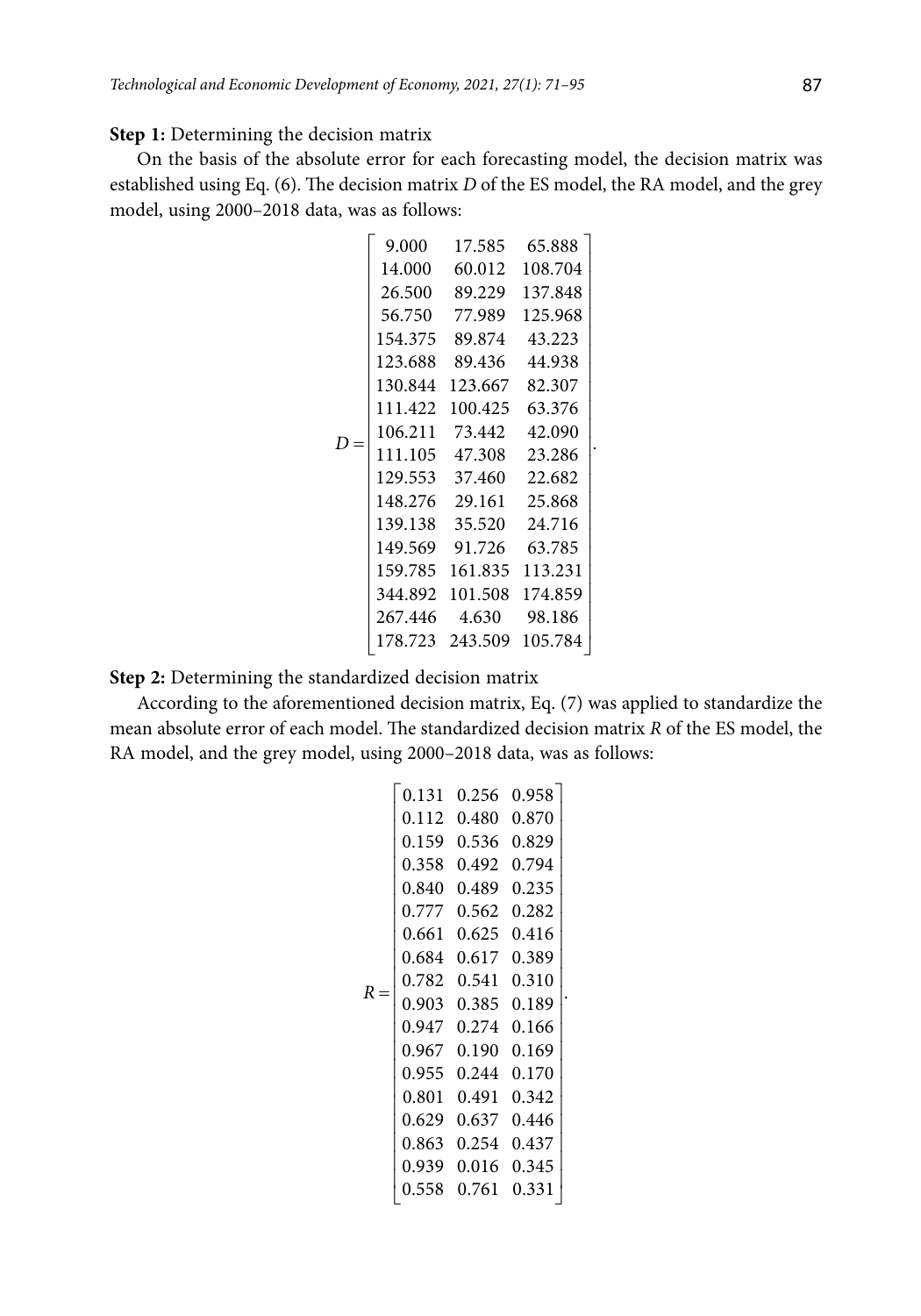**Step 1:** Determining the decision matrix

On the basis of the absolute error for each forecasting model, the decision matrix was established using Eq. (6). The decision matrix $D$ of the ES model, the RA model, and the grey model, using 2000–2018 data, was as follows:

$$D = \begin{bmatrix} 9.000 & 17.585 & 65.888 \\ 14.000 & 60.012 & 108.704 \\ 26.500 & 89.229 & 137.848 \\ 56.750 & 77.989 & 125.968 \\ 154.375 & 89.874 & 43.223 \\ 123.688 & 89.436 & 44.938 \\ 130.844 & 123.667 & 82.307 \\ 111.422 & 100.425 & 63.376 \\ 106.211 & 73.442 & 42.090 \\ 111.105 & 47.308 & 23.286 \\ 129.553 & 37.460 & 22.682 \\ 148.276 & 29.161 & 25.868 \\ 139.138 & 35.520 & 24.716 \\ 149.569 & 91.726 & 63.785 \\ 159.785 & 161.835 & 113.231 \\ 344.892 & 101.508 & 174.859 \\ 267.446 & 4.630 & 98.186 \\ 178.723 & 243.509 & 105.784 \end{bmatrix}.$$

**Step 2:** Determining the standardized decision matrix

According to the aforementioned decision matrix, Eq. (7) was applied to standardize the mean absolute error of each model. The standardized decision matrix $R$ of the ES model, the RA model, and the grey model, using 2000–2018 data, was as follows:

$$R = \begin{bmatrix} 0.131 & 0.256 & 0.958 \\ 0.112 & 0.480 & 0.870 \\ 0.159 & 0.536 & 0.829 \\ 0.358 & 0.492 & 0.794 \\ 0.840 & 0.489 & 0.235 \\ 0.777 & 0.562 & 0.282 \\ 0.661 & 0.625 & 0.416 \\ 0.684 & 0.617 & 0.389 \\ 0.782 & 0.541 & 0.310 \\ 0.903 & 0.385 & 0.189 \\ 0.947 & 0.274 & 0.166 \\ 0.967 & 0.190 & 0.169 \\ 0.955 & 0.244 & 0.170 \\ 0.801 & 0.491 & 0.342 \\ 0.629 & 0.637 & 0.446 \\ 0.863 & 0.254 & 0.437 \\ 0.939 & 0.016 & 0.345 \\ 0.558 & 0.761 & 0.331 \end{bmatrix}.$$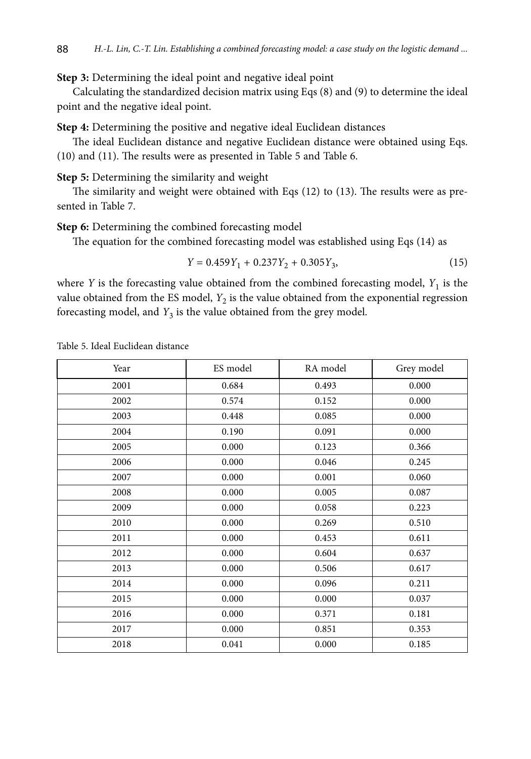**Step 3:** Determining the ideal point and negative ideal point

Calculating the standardized decision matrix using Eqs (8) and (9) to determine the ideal point and the negative ideal point.

**Step 4:** Determining the positive and negative ideal Euclidean distances

The ideal Euclidean distance and negative Euclidean distance were obtained using Eqs. (10) and (11). The results were as presented in Table 5 and Table 6.

**Step 5:** Determining the similarity and weight

The similarity and weight were obtained with Eqs (12) to (13). The results were as presented in Table 7.

**Step 6:** Determining the combined forecasting model

The equation for the combined forecasting model was established using Eqs (14) as

$$Y = 0.459Y_1 + 0.237Y_2 + 0.305Y_3, \tag{15}$$

where $Y$ is the forecasting value obtained from the combined forecasting model, $Y_1$ is the value obtained from the ES model, $Y_2$ is the value obtained from the exponential regression forecasting model, and $Y_3$ is the value obtained from the grey model.

Table 5. Ideal Euclidean distance

| Year | ES model | RA model | Grey model |
|---|---|---|---|
| 2001 | 0.684 | 0.493 | 0.000 |
| 2002 | 0.574 | 0.152 | 0.000 |
| 2003 | 0.448 | 0.085 | 0.000 |
| 2004 | 0.190 | 0.091 | 0.000 |
| 2005 | 0.000 | 0.123 | 0.366 |
| 2006 | 0.000 | 0.046 | 0.245 |
| 2007 | 0.000 | 0.001 | 0.060 |
| 2008 | 0.000 | 0.005 | 0.087 |
| 2009 | 0.000 | 0.058 | 0.223 |
| 2010 | 0.000 | 0.269 | 0.510 |
| 2011 | 0.000 | 0.453 | 0.611 |
| 2012 | 0.000 | 0.604 | 0.637 |
| 2013 | 0.000 | 0.506 | 0.617 |
| 2014 | 0.000 | 0.096 | 0.211 |
| 2015 | 0.000 | 0.000 | 0.037 |
| 2016 | 0.000 | 0.371 | 0.181 |
| 2017 | 0.000 | 0.851 | 0.353 |
| 2018 | 0.041 | 0.000 | 0.185 |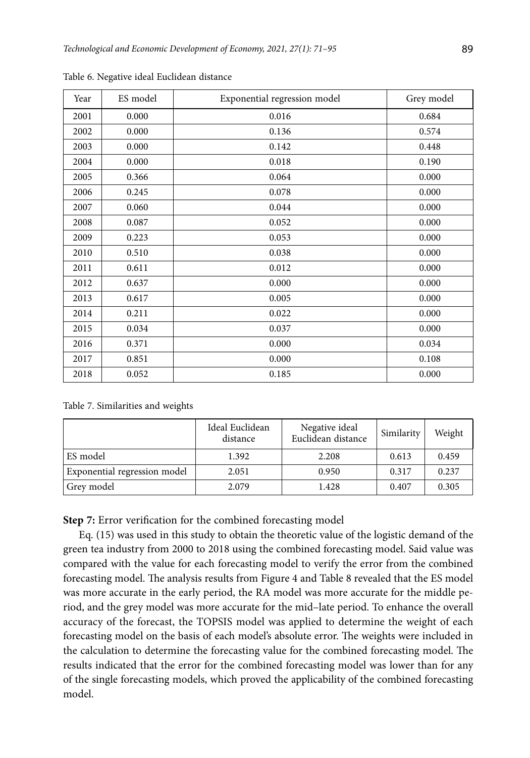Table 6. Negative ideal Euclidean distance

| Year | ES model | Exponential regression model | Grey model |
|---|---|---|---|
| 2001 | 0.000 | 0.016 | 0.684 |
| 2002 | 0.000 | 0.136 | 0.574 |
| 2003 | 0.000 | 0.142 | 0.448 |
| 2004 | 0.000 | 0.018 | 0.190 |
| 2005 | 0.366 | 0.064 | 0.000 |
| 2006 | 0.245 | 0.078 | 0.000 |
| 2007 | 0.060 | 0.044 | 0.000 |
| 2008 | 0.087 | 0.052 | 0.000 |
| 2009 | 0.223 | 0.053 | 0.000 |
| 2010 | 0.510 | 0.038 | 0.000 |
| 2011 | 0.611 | 0.012 | 0.000 |
| 2012 | 0.637 | 0.000 | 0.000 |
| 2013 | 0.617 | 0.005 | 0.000 |
| 2014 | 0.211 | 0.022 | 0.000 |
| 2015 | 0.034 | 0.037 | 0.000 |
| 2016 | 0.371 | 0.000 | 0.034 |
| 2017 | 0.851 | 0.000 | 0.108 |
| 2018 | 0.052 | 0.185 | 0.000 |

Table 7. Similarities and weights

| | Ideal Euclidean distance | Negative ideal Euclidean distance | Similarity | Weight |
|---|---|---|---|---|
| ES model | 1.392 | 2.208 | 0.613 | 0.459 |
| Exponential regression model | 2.051 | 0.950 | 0.317 | 0.237 |
| Grey model | 2.079 | 1.428 | 0.407 | 0.305 |

**Step 7:** Error verification for the combined forecasting model

Eq. (15) was used in this study to obtain the theoretic value of the logistic demand of the green tea industry from 2000 to 2018 using the combined forecasting model. Said value was compared with the value for each forecasting model to verify the error from the combined forecasting model. The analysis results from Figure 4 and Table 8 revealed that the ES model was more accurate in the early period, the RA model was more accurate for the middle period, and the grey model was more accurate for the mid–late period. To enhance the overall accuracy of the forecast, the TOPSIS model was applied to determine the weight of each forecasting model on the basis of each model's absolute error. The weights were included in the calculation to determine the forecasting value for the combined forecasting model. The results indicated that the error for the combined forecasting model was lower than for any of the single forecasting models, which proved the applicability of the combined forecasting model.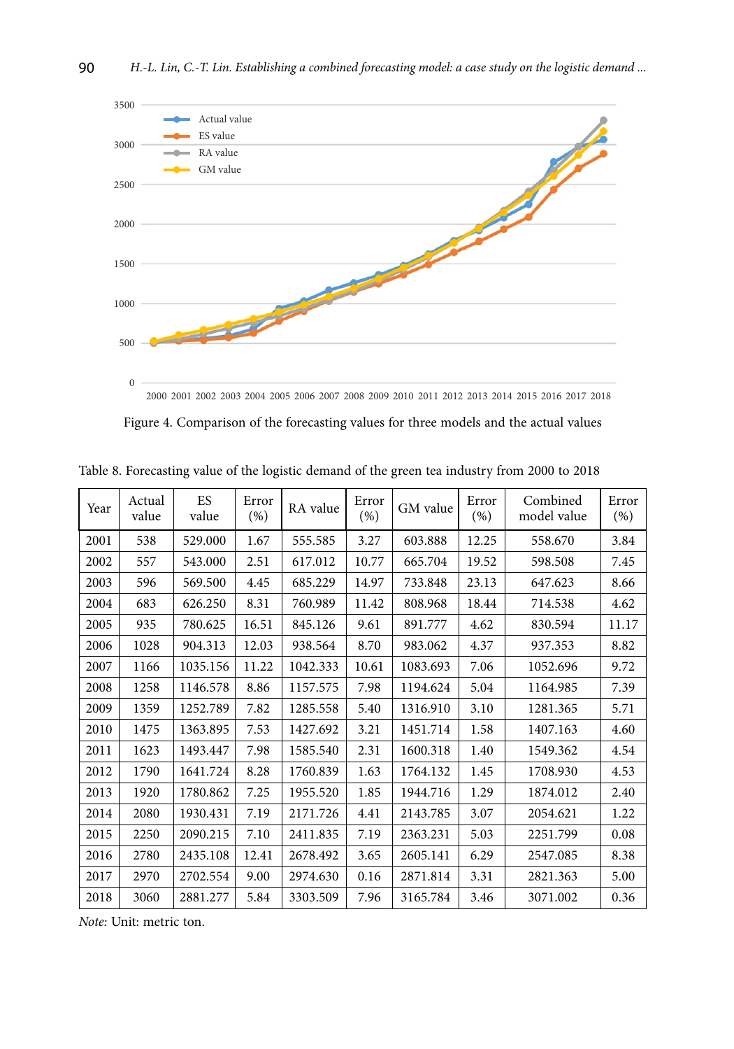Figure 4. Comparison of the forecasting values for three models and the actual values

Table 8. Forecasting value of the logistic demand of the green tea industry from 2000 to 2018

| Year | Actual value | ES value | Error (%) | RA value | Error (%) | GM value | Error (%) | Combined model value | Error (%) |
|---|---|---|---|---|---|---|---|---|---|
| 2001 | 538 | 529.000 | 1.67 | 555.585 | 3.27 | 603.888 | 12.25 | 558.670 | 3.84 |
| 2002 | 557 | 543.000 | 2.51 | 617.012 | 10.77 | 665.704 | 19.52 | 598.508 | 7.45 |
| 2003 | 596 | 569.500 | 4.45 | 685.229 | 14.97 | 733.848 | 23.13 | 647.623 | 8.66 |
| 2004 | 683 | 626.250 | 8.31 | 760.989 | 11.42 | 808.968 | 18.44 | 714.538 | 4.62 |
| 2005 | 935 | 780.625 | 16.51 | 845.126 | 9.61 | 891.777 | 4.62 | 830.594 | 11.17 |
| 2006 | 1028 | 904.313 | 12.03 | 938.564 | 8.70 | 983.062 | 4.37 | 937.353 | 8.82 |
| 2007 | 1166 | 1035.156 | 11.22 | 1042.333 | 10.61 | 1083.693 | 7.06 | 1052.696 | 9.72 |
| 2008 | 1258 | 1146.578 | 8.86 | 1157.575 | 7.98 | 1194.624 | 5.04 | 1164.985 | 7.39 |
| 2009 | 1359 | 1252.789 | 7.82 | 1285.558 | 5.40 | 1316.910 | 3.10 | 1281.365 | 5.71 |
| 2010 | 1475 | 1363.895 | 7.53 | 1427.692 | 3.21 | 1451.714 | 1.58 | 1407.163 | 4.60 |
| 2011 | 1623 | 1493.447 | 7.98 | 1585.540 | 2.31 | 1600.318 | 1.40 | 1549.362 | 4.54 |
| 2012 | 1790 | 1641.724 | 8.28 | 1760.839 | 1.63 | 1764.132 | 1.45 | 1708.930 | 4.53 |
| 2013 | 1920 | 1780.862 | 7.25 | 1955.520 | 1.85 | 1944.716 | 1.29 | 1874.012 | 2.40 |
| 2014 | 2080 | 1930.431 | 7.19 | 2171.726 | 4.41 | 2143.785 | 3.07 | 2054.621 | 1.22 |
| 2015 | 2250 | 2090.215 | 7.10 | 2411.835 | 7.19 | 2363.231 | 5.03 | 2251.799 | 0.08 |
| 2016 | 2780 | 2435.108 | 12.41 | 2678.492 | 3.65 | 2605.141 | 6.29 | 2547.085 | 8.38 |
| 2017 | 2970 | 2702.554 | 9.00 | 2974.630 | 0.16 | 2871.814 | 3.31 | 2821.363 | 5.00 |
| 2018 | 3060 | 2881.277 | 5.84 | 3303.509 | 7.96 | 3165.784 | 3.46 | 3071.002 | 0.36 |

*Note:* Unit: metric ton.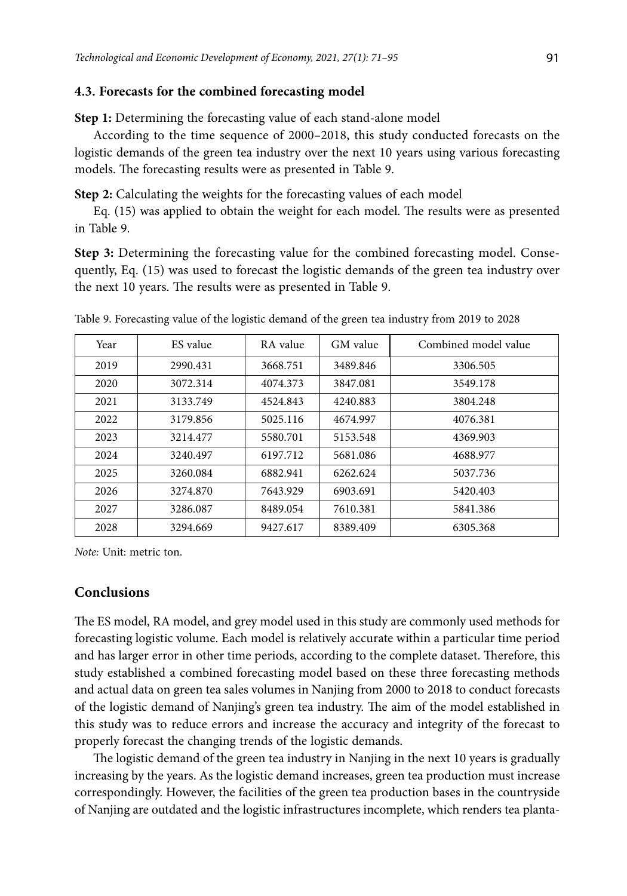### 4.3. Forecasts for the combined forecasting model

**Step 1:** Determining the forecasting value of each stand-alone model

According to the time sequence of 2000–2018, this study conducted forecasts on the logistic demands of the green tea industry over the next 10 years using various forecasting models. The forecasting results were as presented in Table 9.

**Step 2:** Calculating the weights for the forecasting values of each model

Eq. (15) was applied to obtain the weight for each model. The results were as presented in Table 9.

**Step 3:** Determining the forecasting value for the combined forecasting model. Consequently, Eq. (15) was used to forecast the logistic demands of the green tea industry over the next 10 years. The results were as presented in Table 9.

Table 9. Forecasting value of the logistic demand of the green tea industry from 2019 to 2028

| Year | ES value | RA value | GM value | Combined model value |
|---|---|---|---|---|
| 2019 | 2990.431 | 3668.751 | 3489.846 | 3306.505 |
| 2020 | 3072.314 | 4074.373 | 3847.081 | 3549.178 |
| 2021 | 3133.749 | 4524.843 | 4240.883 | 3804.248 |
| 2022 | 3179.856 | 5025.116 | 4674.997 | 4076.381 |
| 2023 | 3214.477 | 5580.701 | 5153.548 | 4369.903 |
| 2024 | 3240.497 | 6197.712 | 5681.086 | 4688.977 |
| 2025 | 3260.084 | 6882.941 | 6262.624 | 5037.736 |
| 2026 | 3274.870 | 7643.929 | 6903.691 | 5420.403 |
| 2027 | 3286.087 | 8489.054 | 7610.381 | 5841.386 |
| 2028 | 3294.669 | 9427.617 | 8389.409 | 6305.368 |

*Note:* Unit: metric ton.

## Conclusions

The ES model, RA model, and grey model used in this study are commonly used methods for forecasting logistic volume. Each model is relatively accurate within a particular time period and has larger error in other time periods, according to the complete dataset. Therefore, this study established a combined forecasting model based on these three forecasting methods and actual data on green tea sales volumes in Nanjing from 2000 to 2018 to conduct forecasts of the logistic demand of Nanjing's green tea industry. The aim of the model established in this study was to reduce errors and increase the accuracy and integrity of the forecast to properly forecast the changing trends of the logistic demands.

The logistic demand of the green tea industry in Nanjing in the next 10 years is gradually increasing by the years. As the logistic demand increases, green tea production must increase correspondingly. However, the facilities of the green tea production bases in the countryside of Nanjing are outdated and the logistic infrastructures incomplete, which renders tea planta-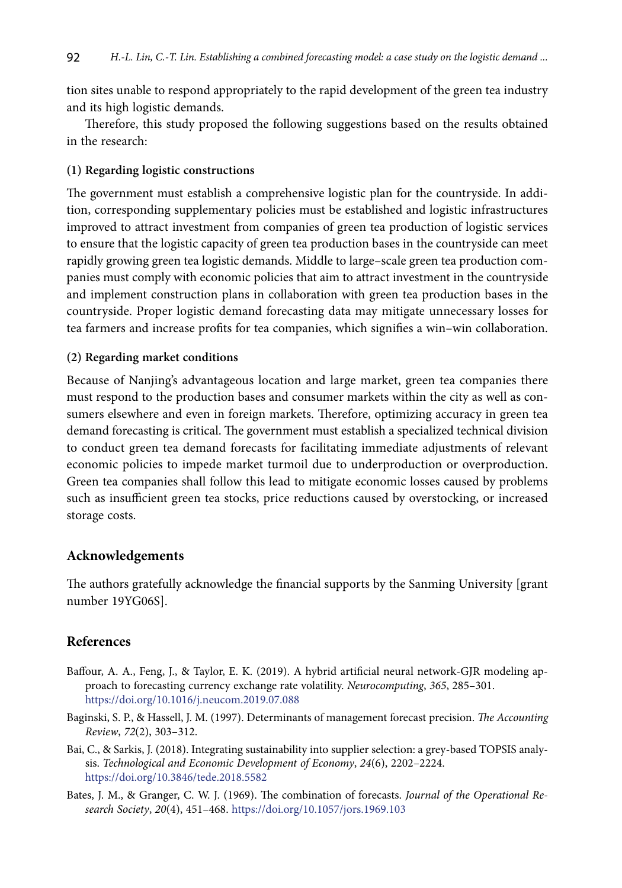tion sites unable to respond appropriately to the rapid development of the green tea industry and its high logistic demands.

Therefore, this study proposed the following suggestions based on the results obtained in the research:

**(1) Regarding logistic constructions**

The government must establish a comprehensive logistic plan for the countryside. In addition, corresponding supplementary policies must be established and logistic infrastructures improved to attract investment from companies of green tea production of logistic services to ensure that the logistic capacity of green tea production bases in the countryside can meet rapidly growing green tea logistic demands. Middle to large–scale green tea production companies must comply with economic policies that aim to attract investment in the countryside and implement construction plans in collaboration with green tea production bases in the countryside. Proper logistic demand forecasting data may mitigate unnecessary losses for tea farmers and increase profits for tea companies, which signifies a win–win collaboration.

**(2) Regarding market conditions**

Because of Nanjing's advantageous location and large market, green tea companies there must respond to the production bases and consumer markets within the city as well as consumers elsewhere and even in foreign markets. Therefore, optimizing accuracy in green tea demand forecasting is critical. The government must establish a specialized technical division to conduct green tea demand forecasts for facilitating immediate adjustments of relevant economic policies to impede market turmoil due to underproduction or overproduction. Green tea companies shall follow this lead to mitigate economic losses caused by problems such as insufficient green tea stocks, price reductions caused by overstocking, or increased storage costs.

## Acknowledgements

The authors gratefully acknowledge the financial supports by the Sanming University [grant number 19YG06S].

## References

Baffour, A. A., Feng, J., & Taylor, E. K. (2019). A hybrid artificial neural network-GJR modeling approach to forecasting currency exchange rate volatility. *Neurocomputing*, *365*, 285–301. https://doi.org/10.1016/j.neucom.2019.07.088

Baginski, S. P., & Hassell, J. M. (1997). Determinants of management forecast precision. *The Accounting Review*, *72*(2), 303–312.

Bai, C., & Sarkis, J. (2018). Integrating sustainability into supplier selection: a grey-based TOPSIS analysis. *Technological and Economic Development of Economy*, *24*(6), 2202–2224. https://doi.org/10.3846/tede.2018.5582

Bates, J. M., & Granger, C. W. J. (1969). The combination of forecasts. *Journal of the Operational Research Society*, *20*(4), 451–468. https://doi.org/10.1057/jors.1969.103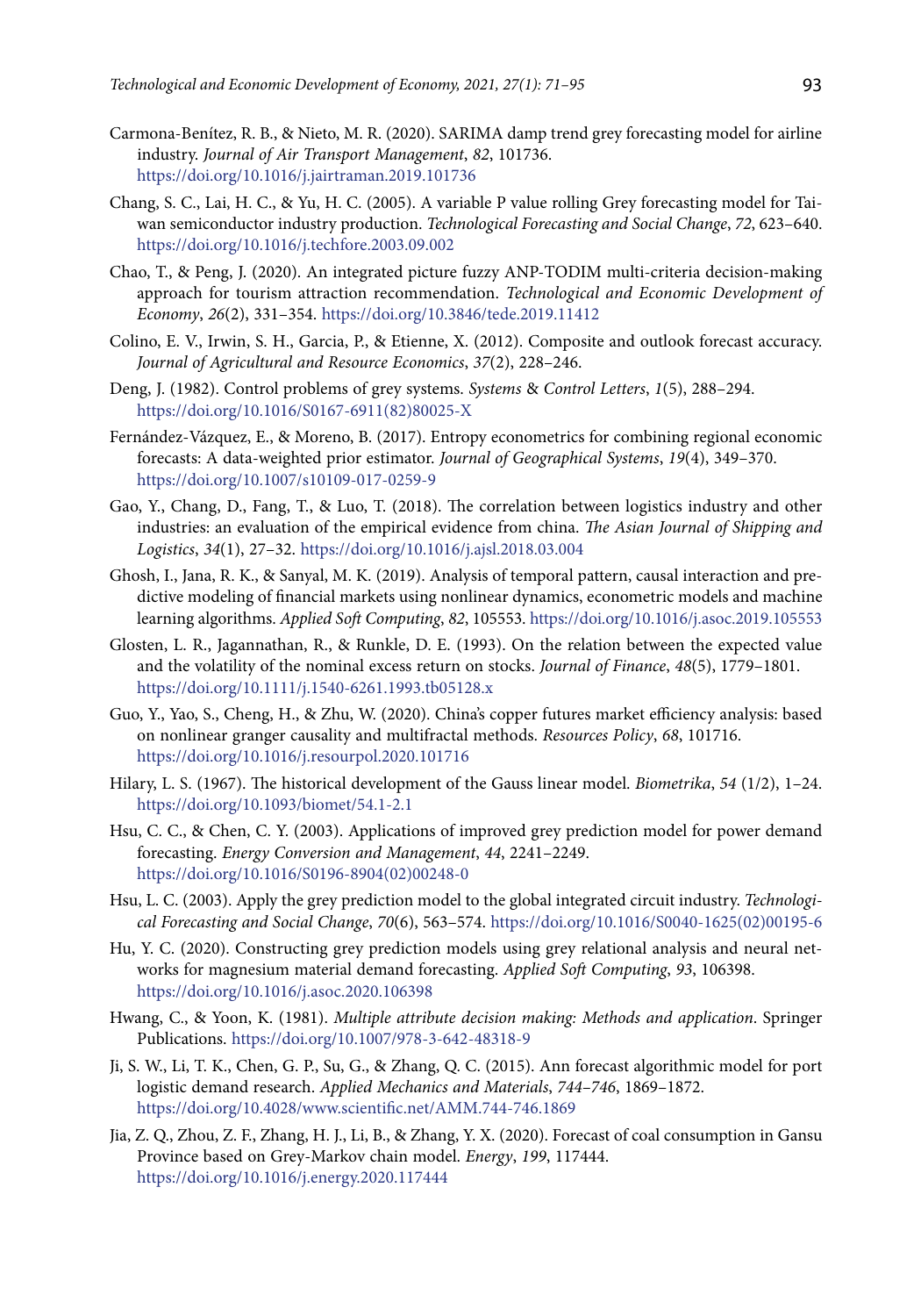Carmona-Benítez, R. B., & Nieto, M. R. (2020). SARIMA damp trend grey forecasting model for airline industry. *Journal of Air Transport Management*, *82*, 101736. https://doi.org/10.1016/j.jairtraman.2019.101736

Chang, S. C., Lai, H. C., & Yu, H. C. (2005). A variable P value rolling Grey forecasting model for Taiwan semiconductor industry production. *Technological Forecasting and Social Change*, *72*, 623–640. https://doi.org/10.1016/j.techfore.2003.09.002

Chao, T., & Peng, J. (2020). An integrated picture fuzzy ANP-TODIM multi-criteria decision-making approach for tourism attraction recommendation. *Technological and Economic Development of Economy*, *26*(2), 331–354. https://doi.org/10.3846/tede.2019.11412

Colino, E. V., Irwin, S. H., Garcia, P., & Etienne, X. (2012). Composite and outlook forecast accuracy. *Journal of Agricultural and Resource Economics*, *37*(2), 228–246.

Deng, J. (1982). Control problems of grey systems. *Systems & Control Letters*, *1*(5), 288–294. https://doi.org/10.1016/S0167-6911(82)80025-X

Fernández-Vázquez, E., & Moreno, B. (2017). Entropy econometrics for combining regional economic forecasts: A data-weighted prior estimator. *Journal of Geographical Systems*, *19*(4), 349–370. https://doi.org/10.1007/s10109-017-0259-9

Gao, Y., Chang, D., Fang, T., & Luo, T. (2018). The correlation between logistics industry and other industries: an evaluation of the empirical evidence from china. *The Asian Journal of Shipping and Logistics*, *34*(1), 27–32. https://doi.org/10.1016/j.ajsl.2018.03.004

Ghosh, I., Jana, R. K., & Sanyal, M. K. (2019). Analysis of temporal pattern, causal interaction and predictive modeling of financial markets using nonlinear dynamics, econometric models and machine learning algorithms. *Applied Soft Computing*, *82*, 105553. https://doi.org/10.1016/j.asoc.2019.105553

Glosten, L. R., Jagannathan, R., & Runkle, D. E. (1993). On the relation between the expected value and the volatility of the nominal excess return on stocks. *Journal of Finance*, *48*(5), 1779–1801. https://doi.org/10.1111/j.1540-6261.1993.tb05128.x

Guo, Y., Yao, S., Cheng, H., & Zhu, W. (2020). China's copper futures market efficiency analysis: based on nonlinear granger causality and multifractal methods. *Resources Policy*, *68*, 101716. https://doi.org/10.1016/j.resourpol.2020.101716

Hilary, L. S. (1967). The historical development of the Gauss linear model. *Biometrika*, *54* (1/2), 1–24. https://doi.org/10.1093/biomet/54.1-2.1

Hsu, C. C., & Chen, C. Y. (2003). Applications of improved grey prediction model for power demand forecasting. *Energy Conversion and Management*, *44*, 2241–2249. https://doi.org/10.1016/S0196-8904(02)00248-0

Hsu, L. C. (2003). Apply the grey prediction model to the global integrated circuit industry. *Technological Forecasting and Social Change*, *70*(6), 563–574. https://doi.org/10.1016/S0040-1625(02)00195-6

Hu, Y. C. (2020). Constructing grey prediction models using grey relational analysis and neural networks for magnesium material demand forecasting. *Applied Soft Computing*, *93*, 106398. https://doi.org/10.1016/j.asoc.2020.106398

Hwang, C., & Yoon, K. (1981). *Multiple attribute decision making: Methods and application*. Springer Publications. https://doi.org/10.1007/978-3-642-48318-9

Ji, S. W., Li, T. K., Chen, G. P., Su, G., & Zhang, Q. C. (2015). Ann forecast algorithmic model for port logistic demand research. *Applied Mechanics and Materials*, *744–746*, 1869–1872. https://doi.org/10.4028/www.scientific.net/AMM.744-746.1869

Jia, Z. Q., Zhou, Z. F., Zhang, H. J., Li, B., & Zhang, Y. X. (2020). Forecast of coal consumption in Gansu Province based on Grey-Markov chain model. *Energy*, *199*, 117444. https://doi.org/10.1016/j.energy.2020.117444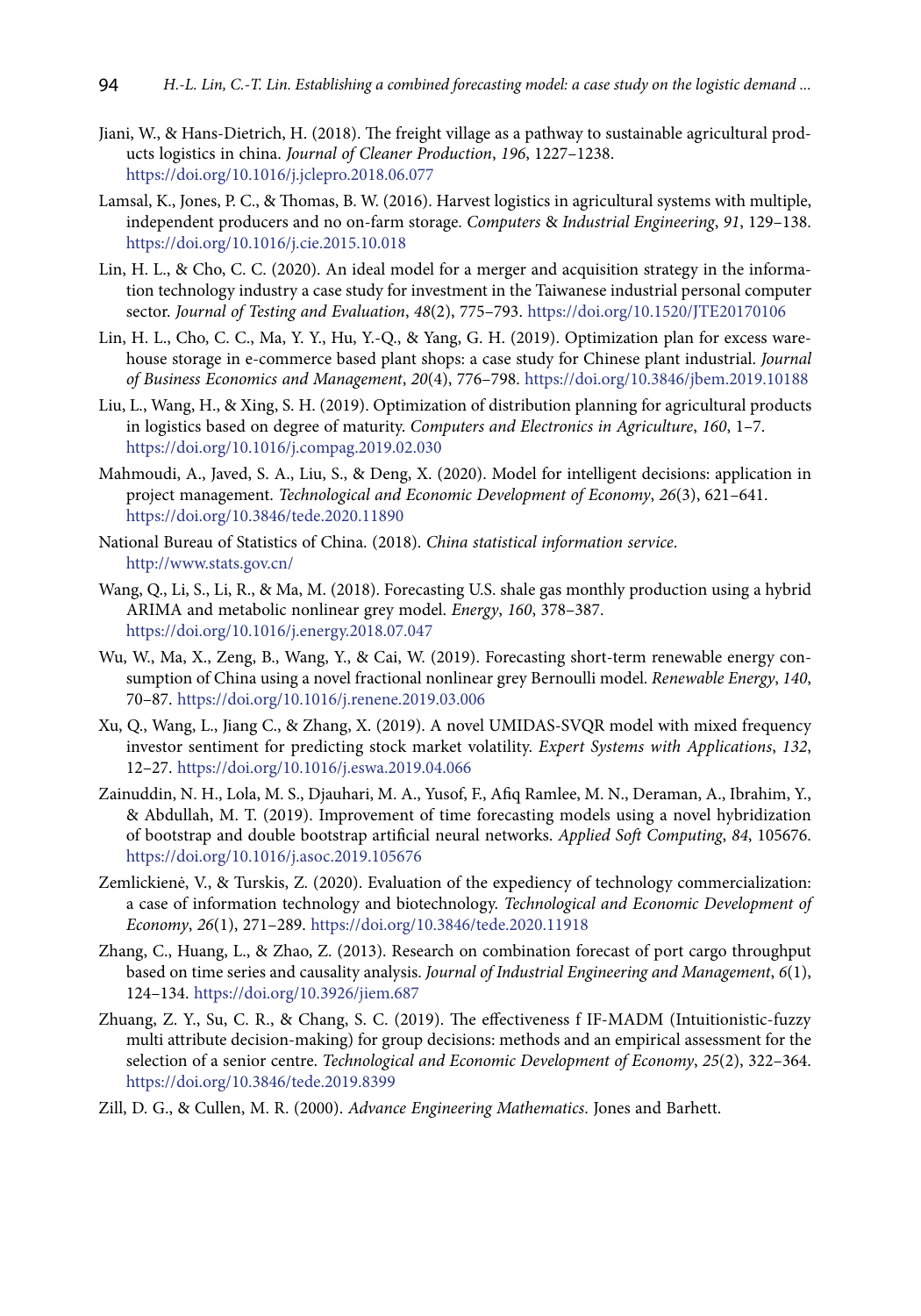Jiani, W., & Hans-Dietrich, H. (2018). The freight village as a pathway to sustainable agricultural products logistics in china. *Journal of Cleaner Production*, *196*, 1227–1238. https://doi.org/10.1016/j.jclepro.2018.06.077

Lamsal, K., Jones, P. C., & Thomas, B. W. (2016). Harvest logistics in agricultural systems with multiple, independent producers and no on-farm storage. *Computers* & *Industrial Engineering*, *91*, 129–138. https://doi.org/10.1016/j.cie.2015.10.018

Lin, H. L., & Cho, C. C. (2020). An ideal model for a merger and acquisition strategy in the information technology industry a case study for investment in the Taiwanese industrial personal computer sector. *Journal of Testing and Evaluation*, *48*(2), 775–793. https://doi.org/10.1520/JTE20170106

Lin, H. L., Cho, C. C., Ma, Y. Y., Hu, Y.-Q., & Yang, G. H. (2019). Optimization plan for excess warehouse storage in e-commerce based plant shops: a case study for Chinese plant industrial. *Journal of Business Economics and Management*, *20*(4), 776–798. https://doi.org/10.3846/jbem.2019.10188

Liu, L., Wang, H., & Xing, S. H. (2019). Optimization of distribution planning for agricultural products in logistics based on degree of maturity. *Computers and Electronics in Agriculture*, *160*, 1–7. https://doi.org/10.1016/j.compag.2019.02.030

Mahmoudi, A., Javed, S. A., Liu, S., & Deng, X. (2020). Model for intelligent decisions: application in project management. *Technological and Economic Development of Economy*, *26*(3), 621–641. https://doi.org/10.3846/tede.2020.11890

National Bureau of Statistics of China. (2018). *China statistical information service*. http://www.stats.gov.cn/

Wang, Q., Li, S., Li, R., & Ma, M. (2018). Forecasting U.S. shale gas monthly production using a hybrid ARIMA and metabolic nonlinear grey model. *Energy*, *160*, 378–387. https://doi.org/10.1016/j.energy.2018.07.047

Wu, W., Ma, X., Zeng, B., Wang, Y., & Cai, W. (2019). Forecasting short-term renewable energy consumption of China using a novel fractional nonlinear grey Bernoulli model. *Renewable Energy*, *140*, 70–87. https://doi.org/10.1016/j.renene.2019.03.006

Xu, Q., Wang, L., Jiang C., & Zhang, X. (2019). A novel UMIDAS-SVQR model with mixed frequency investor sentiment for predicting stock market volatility. *Expert Systems with Applications*, *132*, 12–27. https://doi.org/10.1016/j.eswa.2019.04.066

Zainuddin, N. H., Lola, M. S., Djauhari, M. A., Yusof, F., Afiq Ramlee, M. N., Deraman, A., Ibrahim, Y., & Abdullah, M. T. (2019). Improvement of time forecasting models using a novel hybridization of bootstrap and double bootstrap artificial neural networks. *Applied Soft Computing*, *84*, 105676. https://doi.org/10.1016/j.asoc.2019.105676

Zemlickienė, V., & Turskis, Z. (2020). Evaluation of the expediency of technology commercialization: a case of information technology and biotechnology. *Technological and Economic Development of Economy*, *26*(1), 271–289. https://doi.org/10.3846/tede.2020.11918

Zhang, C., Huang, L., & Zhao, Z. (2013). Research on combination forecast of port cargo throughput based on time series and causality analysis. *Journal of Industrial Engineering and Management*, *6*(1), 124–134. https://doi.org/10.3926/jiem.687

Zhuang, Z. Y., Su, C. R., & Chang, S. C. (2019). The effectiveness f IF-MADM (Intuitionistic-fuzzy multi attribute decision-making) for group decisions: methods and an empirical assessment for the selection of a senior centre. *Technological and Economic Development of Economy*, *25*(2), 322–364. https://doi.org/10.3846/tede.2019.8399

Zill, D. G., & Cullen, M. R. (2000). *Advance Engineering Mathematics*. Jones and Barhett.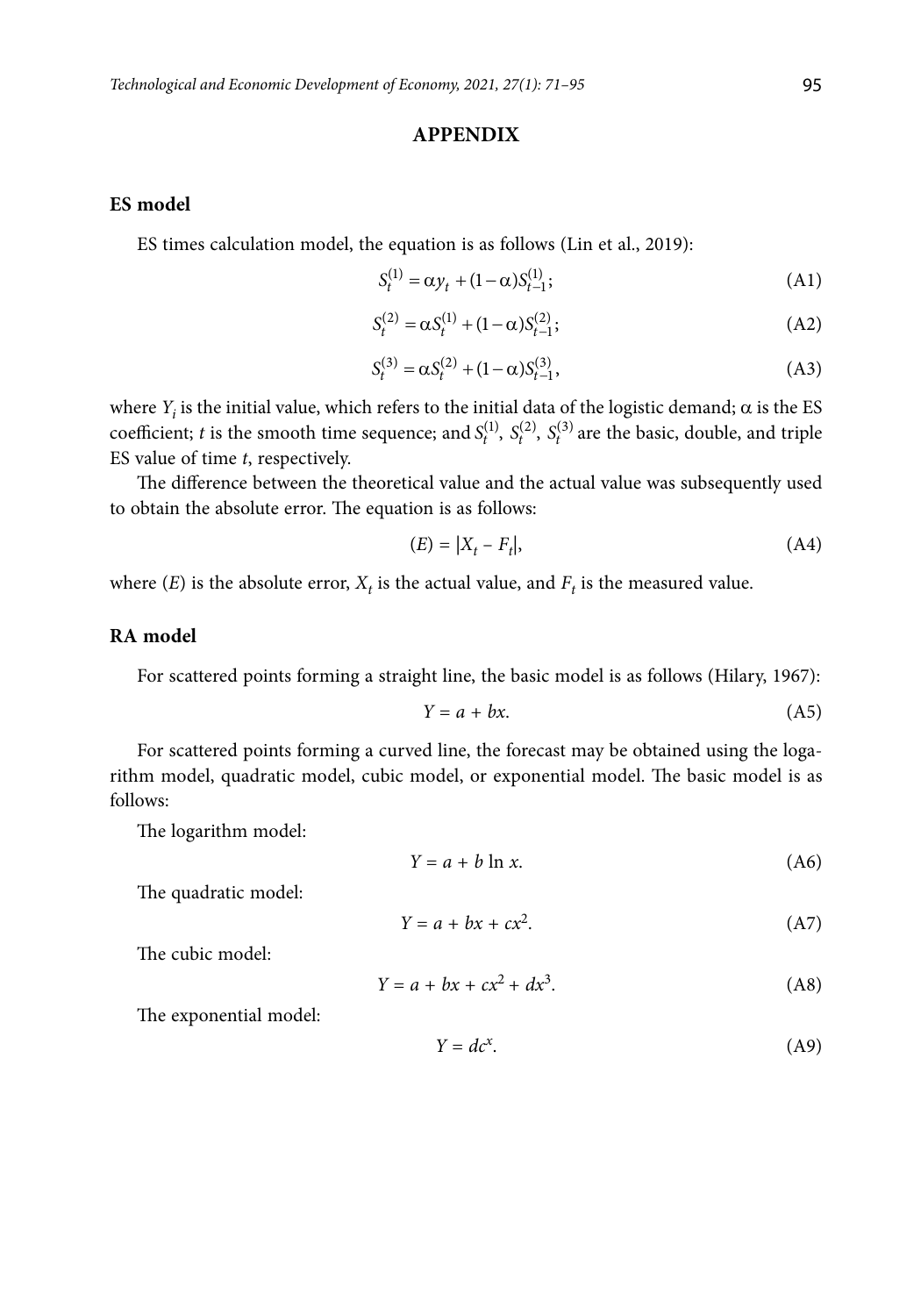## APPENDIX

### ES model

ES times calculation model, the equation is as follows (Lin et al., 2019):

$$S_t^{(1)} = \alpha y_t + (1-\alpha) S_{t-1}^{(1)}; \tag{A1}$$

$$S_t^{(2)} = \alpha S_t^{(1)} + (1-\alpha) S_{t-1}^{(2)}; \tag{A2}$$

$$S_t^{(3)} = \alpha S_t^{(2)} + (1-\alpha) S_{t-1}^{(3)}, \tag{A3}$$

where $Y_i$ is the initial value, which refers to the initial data of the logistic demand; $\alpha$ is the ES coefficient; $t$ is the smooth time sequence; and $S_t^{(1)}$, $S_t^{(2)}$, $S_t^{(3)}$ are the basic, double, and triple ES value of time $t$, respectively.

The difference between the theoretical value and the actual value was subsequently used to obtain the absolute error. The equation is as follows:

$$(E) = |X_t - F_t|, \tag{A4}$$

where $(E)$ is the absolute error, $X_t$ is the actual value, and $F_t$ is the measured value.

### RA model

For scattered points forming a straight line, the basic model is as follows (Hilary, 1967):

$$Y = a + bx. \tag{A5}$$

For scattered points forming a curved line, the forecast may be obtained using the logarithm model, quadratic model, cubic model, or exponential model. The basic model is as follows:

The logarithm model:

$$Y = a + b \ln x. \tag{A6}$$

The quadratic model:

$$Y = a + bx + cx^2. \tag{A7}$$

The cubic model:

$$Y = a + bx + cx^2 + dx^3. \tag{A8}$$

The exponential model:

$$Y = dc^x. \tag{A9}$$